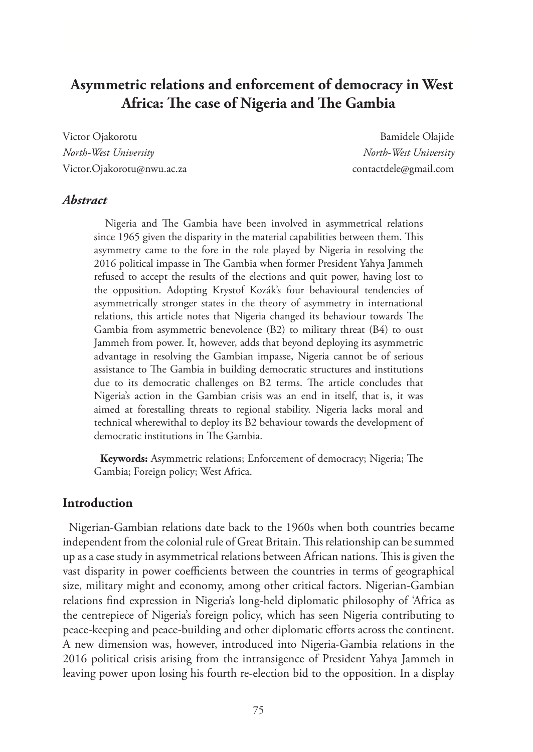# Asymmetric relations and enforcement of democracy in West Africa: The case of Nigeria and The Gambia

Victor Ojakorotu
*North-West University*
Victor.Ojakorotu@nwu.ac.za

Bamidele Olajide
*North-West University*
contactdele@gmail.com

### *Abstract*

Nigeria and The Gambia have been involved in asymmetrical relations since 1965 given the disparity in the material capabilities between them. This asymmetry came to the fore in the role played by Nigeria in resolving the 2016 political impasse in The Gambia when former President Yahya Jammeh refused to accept the results of the elections and quit power, having lost to the opposition. Adopting Krystof Kozák's four behavioural tendencies of asymmetrically stronger states in the theory of asymmetry in international relations, this article notes that Nigeria changed its behaviour towards The Gambia from asymmetric benevolence (B2) to military threat (B4) to oust Jammeh from power. It, however, adds that beyond deploying its asymmetric advantage in resolving the Gambian impasse, Nigeria cannot be of serious assistance to The Gambia in building democratic structures and institutions due to its democratic challenges on B2 terms. The article concludes that Nigeria's action in the Gambian crisis was an end in itself, that is, it was aimed at forestalling threats to regional stability. Nigeria lacks moral and technical wherewithal to deploy its B2 behaviour towards the development of democratic institutions in The Gambia.

**Keywords:** Asymmetric relations; Enforcement of democracy; Nigeria; The Gambia; Foreign policy; West Africa.

## Introduction

Nigerian-Gambian relations date back to the 1960s when both countries became independent from the colonial rule of Great Britain. This relationship can be summed up as a case study in asymmetrical relations between African nations. This is given the vast disparity in power coefficients between the countries in terms of geographical size, military might and economy, among other critical factors. Nigerian-Gambian relations find expression in Nigeria's long-held diplomatic philosophy of 'Africa as the centrepiece of Nigeria's foreign policy, which has seen Nigeria contributing to peace-keeping and peace-building and other diplomatic efforts across the continent. A new dimension was, however, introduced into Nigeria-Gambia relations in the 2016 political crisis arising from the intransigence of President Yahya Jammeh in leaving power upon losing his fourth re-election bid to the opposition. In a display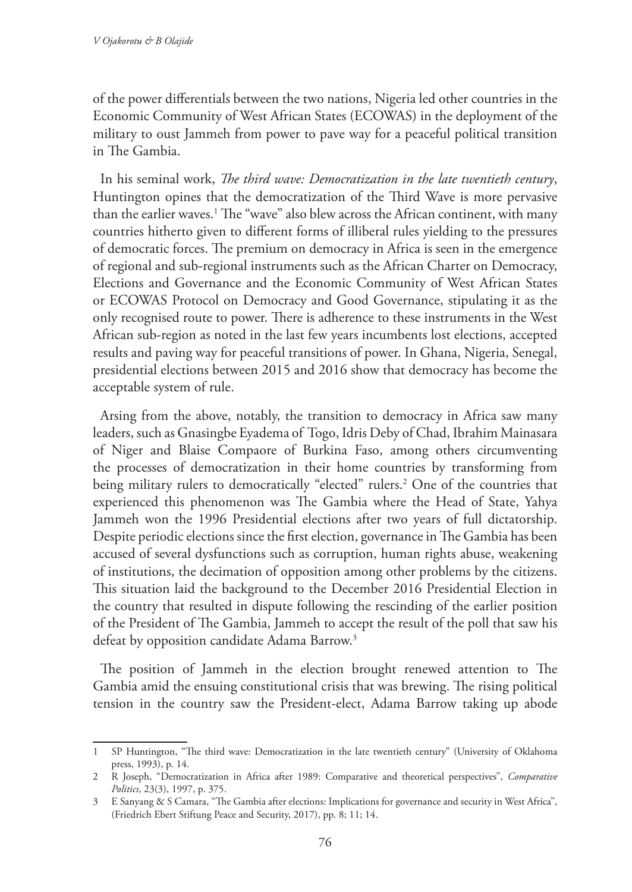of the power differentials between the two nations, Nigeria led other countries in the Economic Community of West African States (ECOWAS) in the deployment of the military to oust Jammeh from power to pave way for a peaceful political transition in The Gambia.

In his seminal work, *The third wave: Democratization in the late twentieth century*, Huntington opines that the democratization of the Third Wave is more pervasive than the earlier waves.[1] The "wave" also blew across the African continent, with many countries hitherto given to different forms of illiberal rules yielding to the pressures of democratic forces. The premium on democracy in Africa is seen in the emergence of regional and sub-regional instruments such as the African Charter on Democracy, Elections and Governance and the Economic Community of West African States or ECOWAS Protocol on Democracy and Good Governance, stipulating it as the only recognised route to power. There is adherence to these instruments in the West African sub-region as noted in the last few years incumbents lost elections, accepted results and paving way for peaceful transitions of power. In Ghana, Nigeria, Senegal, presidential elections between 2015 and 2016 show that democracy has become the acceptable system of rule.

Arsing from the above, notably, the transition to democracy in Africa saw many leaders, such as Gnasingbe Eyadema of Togo, Idris Deby of Chad, Ibrahim Mainasara of Niger and Blaise Compaore of Burkina Faso, among others circumventing the processes of democratization in their home countries by transforming from being military rulers to democratically "elected" rulers.[2] One of the countries that experienced this phenomenon was The Gambia where the Head of State, Yahya Jammeh won the 1996 Presidential elections after two years of full dictatorship. Despite periodic elections since the first election, governance in The Gambia has been accused of several dysfunctions such as corruption, human rights abuse, weakening of institutions, the decimation of opposition among other problems by the citizens. This situation laid the background to the December 2016 Presidential Election in the country that resulted in dispute following the rescinding of the earlier position of the President of The Gambia, Jammeh to accept the result of the poll that saw his defeat by opposition candidate Adama Barrow.[3]

The position of Jammeh in the election brought renewed attention to The Gambia amid the ensuing constitutional crisis that was brewing. The rising political tension in the country saw the President-elect, Adama Barrow taking up abode

---

1 SP Huntington, "The third wave: Democratization in the late twentieth century" (University of Oklahoma press, 1993), p. 14.

2 R Joseph, "Democratization in Africa after 1989: Comparative and theoretical perspectives", *Comparative Politics*, 23(3), 1997, p. 375.

3 E Sanyang & S Camara, "The Gambia after elections: Implications for governance and security in West Africa", (Friedrich Ebert Stiftung Peace and Security, 2017), pp. 8; 11; 14.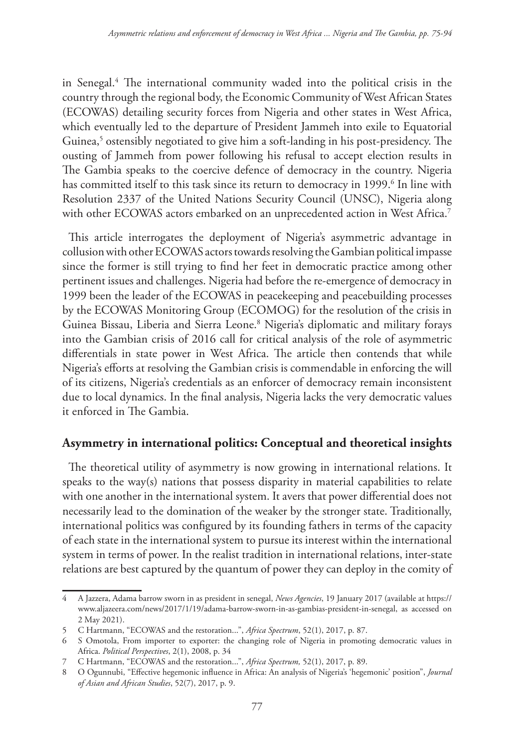in Senegal.[4] The international community waded into the political crisis in the country through the regional body, the Economic Community of West African States (ECOWAS) detailing security forces from Nigeria and other states in West Africa, which eventually led to the departure of President Jammeh into exile to Equatorial Guinea,[5] ostensibly negotiated to give him a soft-landing in his post-presidency. The ousting of Jammeh from power following his refusal to accept election results in The Gambia speaks to the coercive defence of democracy in the country. Nigeria has committed itself to this task since its return to democracy in 1999.[6] In line with Resolution 2337 of the United Nations Security Council (UNSC), Nigeria along with other ECOWAS actors embarked on an unprecedented action in West Africa.[7]

This article interrogates the deployment of Nigeria's asymmetric advantage in collusion with other ECOWAS actors towards resolving the Gambian political impasse since the former is still trying to find her feet in democratic practice among other pertinent issues and challenges. Nigeria had before the re-emergence of democracy in 1999 been the leader of the ECOWAS in peacekeeping and peacebuilding processes by the ECOWAS Monitoring Group (ECOMOG) for the resolution of the crisis in Guinea Bissau, Liberia and Sierra Leone.[8] Nigeria's diplomatic and military forays into the Gambian crisis of 2016 call for critical analysis of the role of asymmetric differentials in state power in West Africa. The article then contends that while Nigeria's efforts at resolving the Gambian crisis is commendable in enforcing the will of its citizens, Nigeria's credentials as an enforcer of democracy remain inconsistent due to local dynamics. In the final analysis, Nigeria lacks the very democratic values it enforced in The Gambia.

## Asymmetry in international politics: Conceptual and theoretical insights

The theoretical utility of asymmetry is now growing in international relations. It speaks to the way(s) nations that possess disparity in material capabilities to relate with one another in the international system. It avers that power differential does not necessarily lead to the domination of the weaker by the stronger state. Traditionally, international politics was configured by its founding fathers in terms of the capacity of each state in the international system to pursue its interest within the international system in terms of power. In the realist tradition in international relations, inter-state relations are best captured by the quantum of power they can deploy in the comity of

---

4 A Jazzera, Adama barrow sworn in as president in senegal, *News Agencies*, 19 January 2017 (available at https://www.aljazeera.com/news/2017/1/19/adama-barrow-sworn-in-as-gambias-president-in-senegal, as accessed on 2 May 2021).

5 C Hartmann, "ECOWAS and the restoration...", *Africa Spectrum*, 52(1), 2017, p. 87.

6 S Omotola, From importer to exporter: the changing role of Nigeria in promoting democratic values in Africa. *Political Perspectives*, 2(1), 2008, p. 34

7 C Hartmann, "ECOWAS and the restoration...", *Africa Spectrum,* 52(1), 2017, p. 89.

8 O Ogunnubi, "Effective hegemonic influence in Africa: An analysis of Nigeria's 'hegemonic' position", *Journal of Asian and African Studies*, 52(7), 2017, p. 9.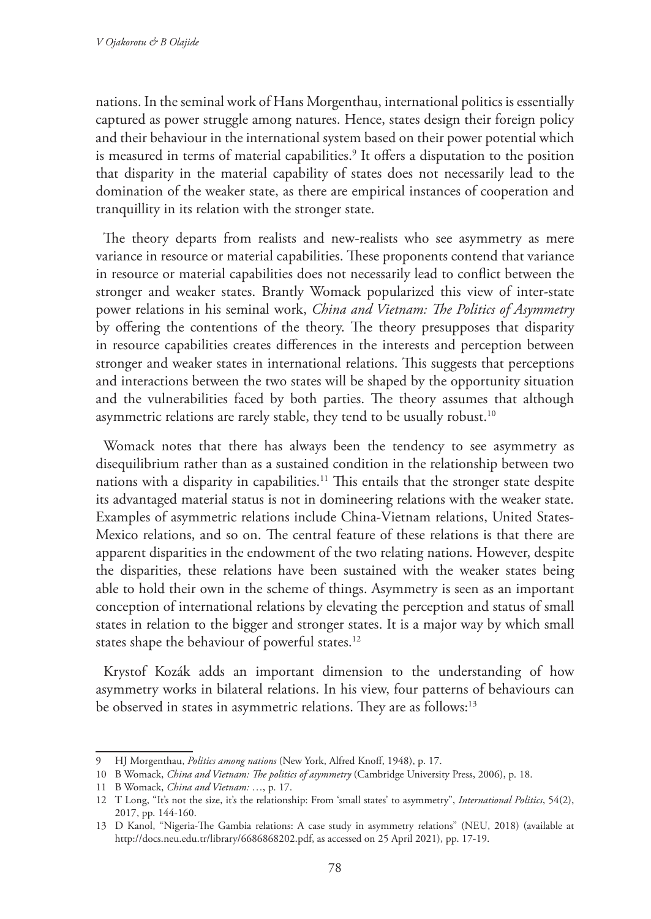nations. In the seminal work of Hans Morgenthau, international politics is essentially captured as power struggle among natures. Hence, states design their foreign policy and their behaviour in the international system based on their power potential which is measured in terms of material capabilities.[9] It offers a disputation to the position that disparity in the material capability of states does not necessarily lead to the domination of the weaker state, as there are empirical instances of cooperation and tranquillity in its relation with the stronger state.

The theory departs from realists and new-realists who see asymmetry as mere variance in resource or material capabilities. These proponents contend that variance in resource or material capabilities does not necessarily lead to conflict between the stronger and weaker states. Brantly Womack popularized this view of inter-state power relations in his seminal work, *China and Vietnam: The Politics of Asymmetry* by offering the contentions of the theory. The theory presupposes that disparity in resource capabilities creates differences in the interests and perception between stronger and weaker states in international relations. This suggests that perceptions and interactions between the two states will be shaped by the opportunity situation and the vulnerabilities faced by both parties. The theory assumes that although asymmetric relations are rarely stable, they tend to be usually robust.[10]

Womack notes that there has always been the tendency to see asymmetry as disequilibrium rather than as a sustained condition in the relationship between two nations with a disparity in capabilities.[11] This entails that the stronger state despite its advantaged material status is not in domineering relations with the weaker state. Examples of asymmetric relations include China-Vietnam relations, United States-Mexico relations, and so on. The central feature of these relations is that there are apparent disparities in the endowment of the two relating nations. However, despite the disparities, these relations have been sustained with the weaker states being able to hold their own in the scheme of things. Asymmetry is seen as an important conception of international relations by elevating the perception and status of small states in relation to the bigger and stronger states. It is a major way by which small states shape the behaviour of powerful states.[12]

Krystof Kozák adds an important dimension to the understanding of how asymmetry works in bilateral relations. In his view, four patterns of behaviours can be observed in states in asymmetric relations. They are as follows:[13]

---

9 HJ Morgenthau, *Politics among nations* (New York, Alfred Knoff, 1948), p. 17.

10 B Womack, *China and Vietnam: The politics of asymmetry* (Cambridge University Press, 2006), p. 18.

11 B Womack, *China and Vietnam:* …, p. 17.

12 T Long, "It's not the size, it's the relationship: From 'small states' to asymmetry", *International Politics*, 54(2), 2017, pp. 144-160.

13 D Kanol, "Nigeria-The Gambia relations: A case study in asymmetry relations" (NEU, 2018) (available at http://docs.neu.edu.tr/library/6686868202.pdf, as accessed on 25 April 2021), pp. 17-19.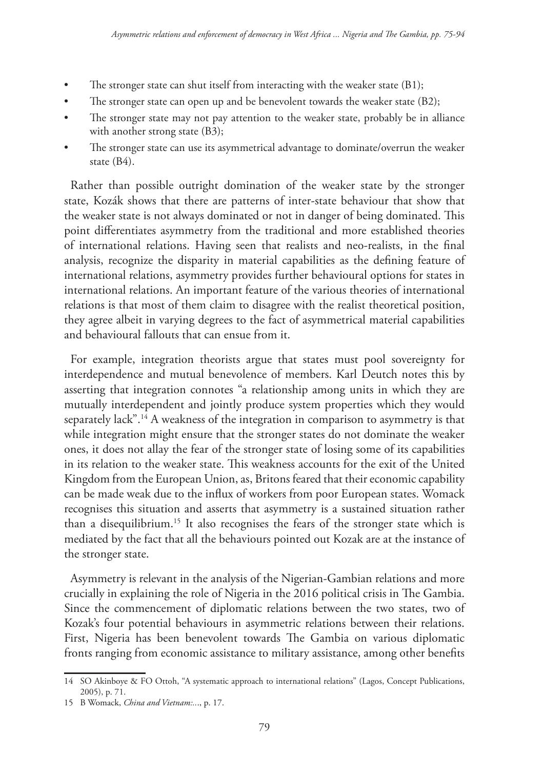- The stronger state can shut itself from interacting with the weaker state (B1);
- The stronger state can open up and be benevolent towards the weaker state (B2);
- The stronger state may not pay attention to the weaker state, probably be in alliance with another strong state (B3);
- The stronger state can use its asymmetrical advantage to dominate/overrun the weaker state (B4).

Rather than possible outright domination of the weaker state by the stronger state, Kozák shows that there are patterns of inter-state behaviour that show that the weaker state is not always dominated or not in danger of being dominated. This point differentiates asymmetry from the traditional and more established theories of international relations. Having seen that realists and neo-realists, in the final analysis, recognize the disparity in material capabilities as the defining feature of international relations, asymmetry provides further behavioural options for states in international relations. An important feature of the various theories of international relations is that most of them claim to disagree with the realist theoretical position, they agree albeit in varying degrees to the fact of asymmetrical material capabilities and behavioural fallouts that can ensue from it.

For example, integration theorists argue that states must pool sovereignty for interdependence and mutual benevolence of members. Karl Deutch notes this by asserting that integration connotes "a relationship among units in which they are mutually interdependent and jointly produce system properties which they would separately lack".[14] A weakness of the integration in comparison to asymmetry is that while integration might ensure that the stronger states do not dominate the weaker ones, it does not allay the fear of the stronger state of losing some of its capabilities in its relation to the weaker state. This weakness accounts for the exit of the United Kingdom from the European Union, as, Britons feared that their economic capability can be made weak due to the influx of workers from poor European states. Womack recognises this situation and asserts that asymmetry is a sustained situation rather than a disequilibrium.[15] It also recognises the fears of the stronger state which is mediated by the fact that all the behaviours pointed out Kozak are at the instance of the stronger state.

Asymmetry is relevant in the analysis of the Nigerian-Gambian relations and more crucially in explaining the role of Nigeria in the 2016 political crisis in The Gambia. Since the commencement of diplomatic relations between the two states, two of Kozak's four potential behaviours in asymmetric relations between their relations. First, Nigeria has been benevolent towards The Gambia on various diplomatic fronts ranging from economic assistance to military assistance, among other benefits

---

14 SO Akinboye & FO Ottoh, "A systematic approach to international relations" (Lagos, Concept Publications, 2005), p. 71.

15 B Womack, *China and Vietnam:...*, p. 17.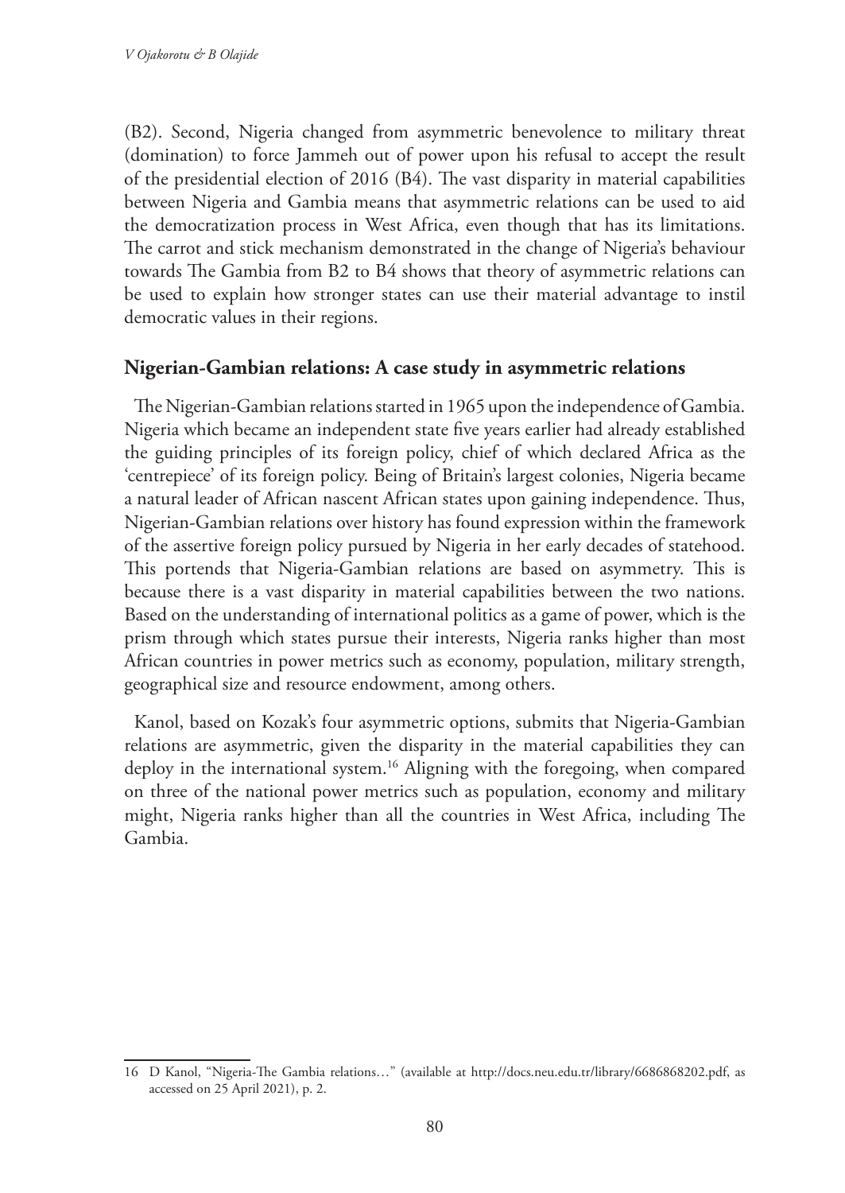(B2). Second, Nigeria changed from asymmetric benevolence to military threat (domination) to force Jammeh out of power upon his refusal to accept the result of the presidential election of 2016 (B4). The vast disparity in material capabilities between Nigeria and Gambia means that asymmetric relations can be used to aid the democratization process in West Africa, even though that has its limitations. The carrot and stick mechanism demonstrated in the change of Nigeria's behaviour towards The Gambia from B2 to B4 shows that theory of asymmetric relations can be used to explain how stronger states can use their material advantage to instil democratic values in their regions.

## Nigerian-Gambian relations: A case study in asymmetric relations

The Nigerian-Gambian relations started in 1965 upon the independence of Gambia. Nigeria which became an independent state five years earlier had already established the guiding principles of its foreign policy, chief of which declared Africa as the 'centrepiece' of its foreign policy. Being of Britain's largest colonies, Nigeria became a natural leader of African nascent African states upon gaining independence. Thus, Nigerian-Gambian relations over history has found expression within the framework of the assertive foreign policy pursued by Nigeria in her early decades of statehood. This portends that Nigeria-Gambian relations are based on asymmetry. This is because there is a vast disparity in material capabilities between the two nations. Based on the understanding of international politics as a game of power, which is the prism through which states pursue their interests, Nigeria ranks higher than most African countries in power metrics such as economy, population, military strength, geographical size and resource endowment, among others.

Kanol, based on Kozak's four asymmetric options, submits that Nigeria-Gambian relations are asymmetric, given the disparity in the material capabilities they can deploy in the international system.[16] Aligning with the foregoing, when compared on three of the national power metrics such as population, economy and military might, Nigeria ranks higher than all the countries in West Africa, including The Gambia.

---

16 D Kanol, "Nigeria-The Gambia relations…" (available at http://docs.neu.edu.tr/library/6686868202.pdf, as accessed on 25 April 2021), p. 2.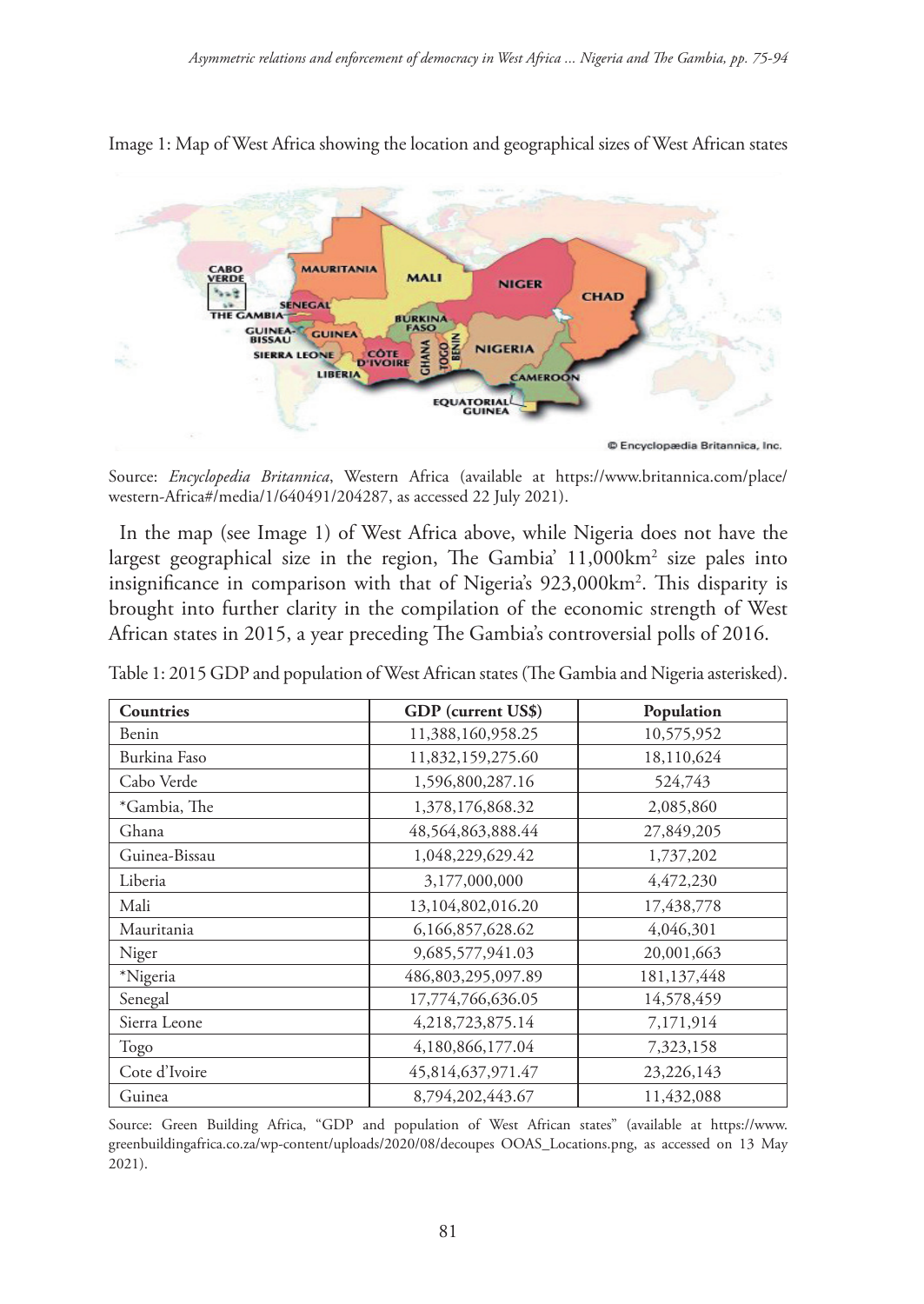Image 1: Map of West Africa showing the location and geographical sizes of West African states

Source: *Encyclopedia Britannica*, Western Africa (available at https://www.britannica.com/place/western-Africa#/media/1/640491/204287, as accessed 22 July 2021).

In the map (see Image 1) of West Africa above, while Nigeria does not have the largest geographical size in the region, The Gambia' 11,000km$^2$ size pales into insignificance in comparison with that of Nigeria's 923,000km$^2$. This disparity is brought into further clarity in the compilation of the economic strength of West African states in 2015, a year preceding The Gambia's controversial polls of 2016.

Table 1: 2015 GDP and population of West African states (The Gambia and Nigeria asterisked).

| Countries | GDP (current US$) | Population |
|---|---|---|
| Benin | 11,388,160,958.25 | 10,575,952 |
| Burkina Faso | 11,832,159,275.60 | 18,110,624 |
| Cabo Verde | 1,596,800,287.16 | 524,743 |
| *Gambia, The | 1,378,176,868.32 | 2,085,860 |
| Ghana | 48,564,863,888.44 | 27,849,205 |
| Guinea-Bissau | 1,048,229,629.42 | 1,737,202 |
| Liberia | 3,177,000,000 | 4,472,230 |
| Mali | 13,104,802,016.20 | 17,438,778 |
| Mauritania | 6,166,857,628.62 | 4,046,301 |
| Niger | 9,685,577,941.03 | 20,001,663 |
| *Nigeria | 486,803,295,097.89 | 181,137,448 |
| Senegal | 17,774,766,636.05 | 14,578,459 |
| Sierra Leone | 4,218,723,875.14 | 7,171,914 |
| Togo | 4,180,866,177.04 | 7,323,158 |
| Cote d'Ivoire | 45,814,637,971.47 | 23,226,143 |
| Guinea | 8,794,202,443.67 | 11,432,088 |

Source: Green Building Africa, "GDP and population of West African states" (available at https://www.greenbuildingafrica.co.za/wp-content/uploads/2020/08/decoupes OOAS_Locations.png, as accessed on 13 May 2021).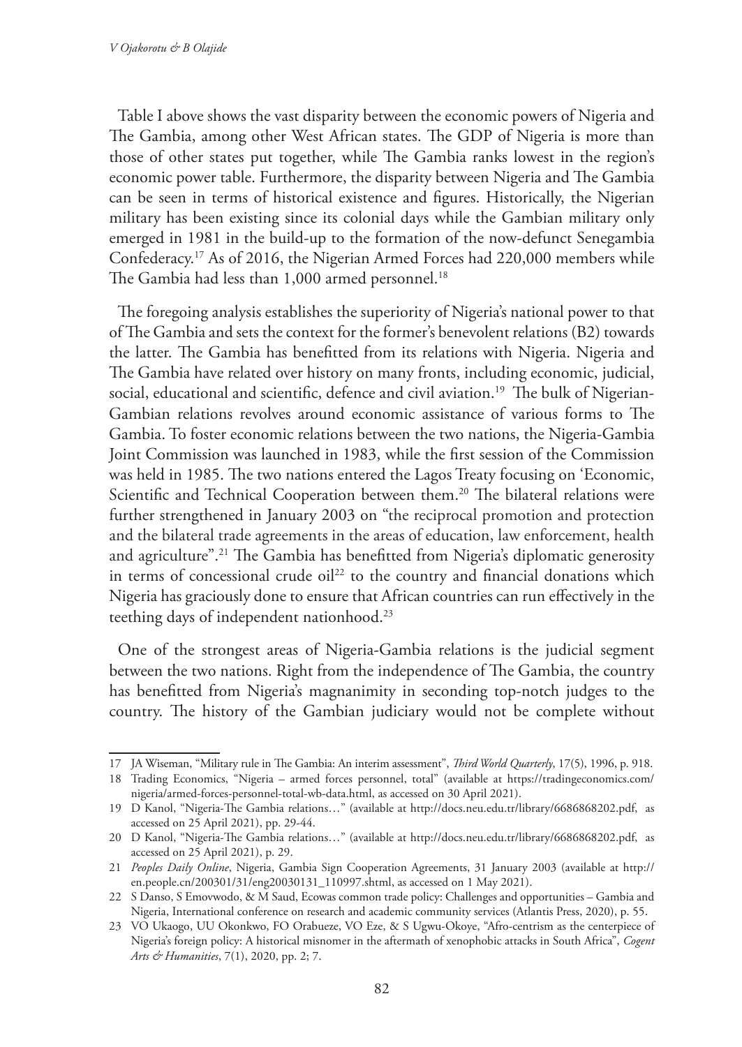Table I above shows the vast disparity between the economic powers of Nigeria and The Gambia, among other West African states. The GDP of Nigeria is more than those of other states put together, while The Gambia ranks lowest in the region's economic power table. Furthermore, the disparity between Nigeria and The Gambia can be seen in terms of historical existence and figures. Historically, the Nigerian military has been existing since its colonial days while the Gambian military only emerged in 1981 in the build-up to the formation of the now-defunct Senegambia Confederacy.[17] As of 2016, the Nigerian Armed Forces had 220,000 members while The Gambia had less than 1,000 armed personnel.[18]

The foregoing analysis establishes the superiority of Nigeria's national power to that of The Gambia and sets the context for the former's benevolent relations (B2) towards the latter. The Gambia has benefitted from its relations with Nigeria. Nigeria and The Gambia have related over history on many fronts, including economic, judicial, social, educational and scientific, defence and civil aviation.[19] The bulk of Nigerian-Gambian relations revolves around economic assistance of various forms to The Gambia. To foster economic relations between the two nations, the Nigeria-Gambia Joint Commission was launched in 1983, while the first session of the Commission was held in 1985. The two nations entered the Lagos Treaty focusing on 'Economic, Scientific and Technical Cooperation between them.[20] The bilateral relations were further strengthened in January 2003 on "the reciprocal promotion and protection and the bilateral trade agreements in the areas of education, law enforcement, health and agriculture".[21] The Gambia has benefitted from Nigeria's diplomatic generosity in terms of concessional crude oil[22] to the country and financial donations which Nigeria has graciously done to ensure that African countries can run effectively in the teething days of independent nationhood.[23]

One of the strongest areas of Nigeria-Gambia relations is the judicial segment between the two nations. Right from the independence of The Gambia, the country has benefitted from Nigeria's magnanimity in seconding top-notch judges to the country. The history of the Gambian judiciary would not be complete without

---

17 JA Wiseman, "Military rule in The Gambia: An interim assessment", *Third World Quarterly*, 17(5), 1996, p. 918.

18 Trading Economics, "Nigeria – armed forces personnel, total" (available at https://tradingeconomics.com/nigeria/armed-forces-personnel-total-wb-data.html, as accessed on 30 April 2021).

19 D Kanol, "Nigeria-The Gambia relations…" (available at http://docs.neu.edu.tr/library/6686868202.pdf, as accessed on 25 April 2021), pp. 29-44.

20 D Kanol, "Nigeria-The Gambia relations…" (available at http://docs.neu.edu.tr/library/6686868202.pdf, as accessed on 25 April 2021), p. 29.

21 *Peoples Daily Online*, Nigeria, Gambia Sign Cooperation Agreements, 31 January 2003 (available at http://en.people.cn/200301/31/eng20030131_110997.shtml, as accessed on 1 May 2021).

22 S Danso, S Emovwodo, & M Saud, Ecowas common trade policy: Challenges and opportunities – Gambia and Nigeria, International conference on research and academic community services (Atlantis Press, 2020), p. 55.

23 VO Ukaogo, UU Okonkwo, FO Orabueze, VO Eze, & S Ugwu-Okoye, "Afro-centrism as the centerpiece of Nigeria's foreign policy: A historical misnomer in the aftermath of xenophobic attacks in South Africa", *Cogent Arts & Humanities*, 7(1), 2020, pp. 2; 7.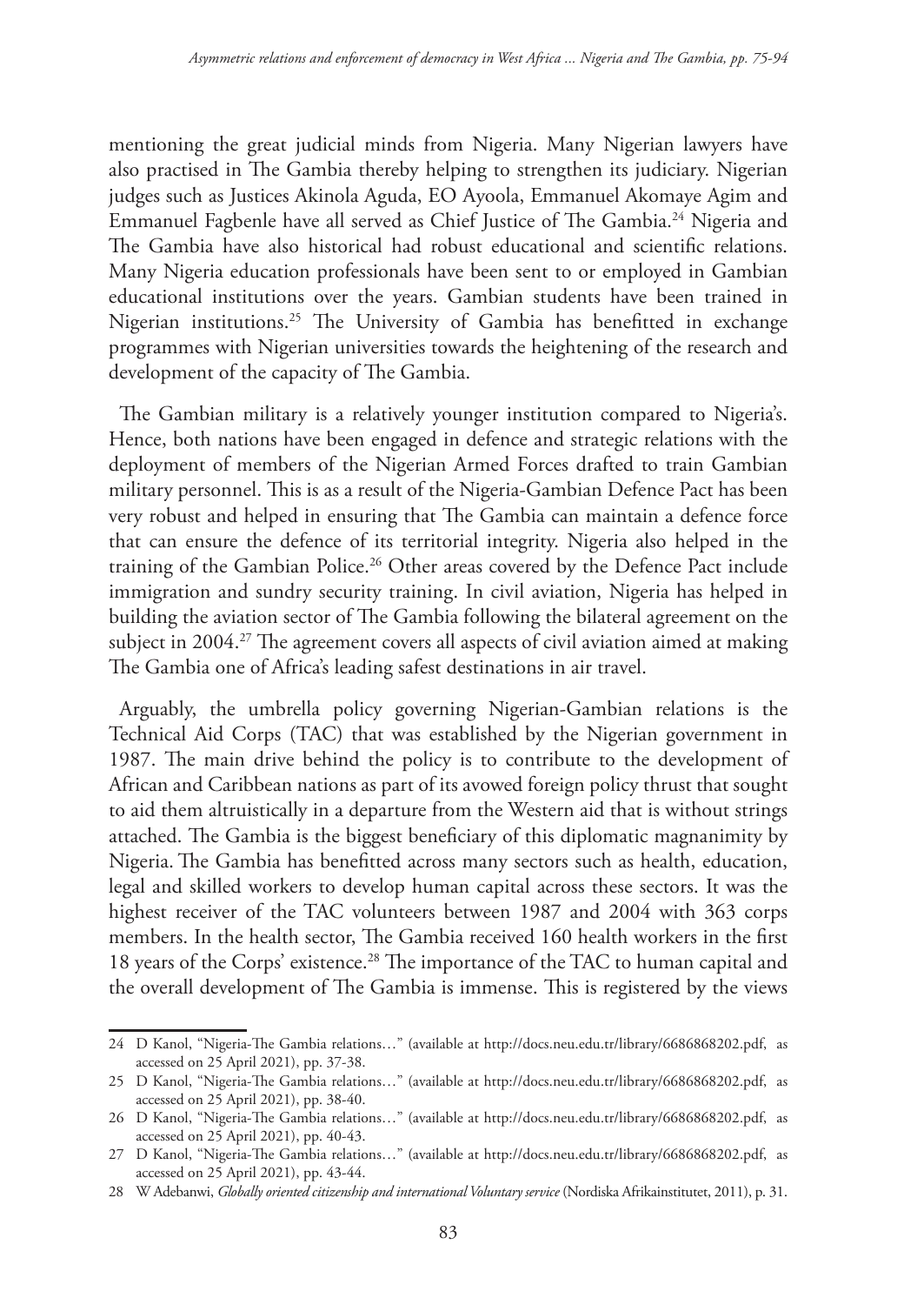mentioning the great judicial minds from Nigeria. Many Nigerian lawyers have also practised in The Gambia thereby helping to strengthen its judiciary. Nigerian judges such as Justices Akinola Aguda, EO Ayoola, Emmanuel Akomaye Agim and Emmanuel Fagbenle have all served as Chief Justice of The Gambia.[24] Nigeria and The Gambia have also historical had robust educational and scientific relations. Many Nigeria education professionals have been sent to or employed in Gambian educational institutions over the years. Gambian students have been trained in Nigerian institutions.[25] The University of Gambia has benefitted in exchange programmes with Nigerian universities towards the heightening of the research and development of the capacity of The Gambia.

The Gambian military is a relatively younger institution compared to Nigeria's. Hence, both nations have been engaged in defence and strategic relations with the deployment of members of the Nigerian Armed Forces drafted to train Gambian military personnel. This is as a result of the Nigeria-Gambian Defence Pact has been very robust and helped in ensuring that The Gambia can maintain a defence force that can ensure the defence of its territorial integrity. Nigeria also helped in the training of the Gambian Police.[26] Other areas covered by the Defence Pact include immigration and sundry security training. In civil aviation, Nigeria has helped in building the aviation sector of The Gambia following the bilateral agreement on the subject in 2004.[27] The agreement covers all aspects of civil aviation aimed at making The Gambia one of Africa's leading safest destinations in air travel.

Arguably, the umbrella policy governing Nigerian-Gambian relations is the Technical Aid Corps (TAC) that was established by the Nigerian government in 1987. The main drive behind the policy is to contribute to the development of African and Caribbean nations as part of its avowed foreign policy thrust that sought to aid them altruistically in a departure from the Western aid that is without strings attached. The Gambia is the biggest beneficiary of this diplomatic magnanimity by Nigeria. The Gambia has benefitted across many sectors such as health, education, legal and skilled workers to develop human capital across these sectors. It was the highest receiver of the TAC volunteers between 1987 and 2004 with 363 corps members. In the health sector, The Gambia received 160 health workers in the first 18 years of the Corps' existence.[28] The importance of the TAC to human capital and the overall development of The Gambia is immense. This is registered by the views

---

24 D Kanol, "Nigeria-The Gambia relations…" (available at http://docs.neu.edu.tr/library/6686868202.pdf, as accessed on 25 April 2021), pp. 37-38.

25 D Kanol, "Nigeria-The Gambia relations…" (available at http://docs.neu.edu.tr/library/6686868202.pdf, as accessed on 25 April 2021), pp. 38-40.

26 D Kanol, "Nigeria-The Gambia relations…" (available at http://docs.neu.edu.tr/library/6686868202.pdf, as accessed on 25 April 2021), pp. 40-43.

27 D Kanol, "Nigeria-The Gambia relations…" (available at http://docs.neu.edu.tr/library/6686868202.pdf, as accessed on 25 April 2021), pp. 43-44.

28 W Adebanwi, *Globally oriented citizenship and international Voluntary service* (Nordiska Afrikainstitutet, 2011), p. 31.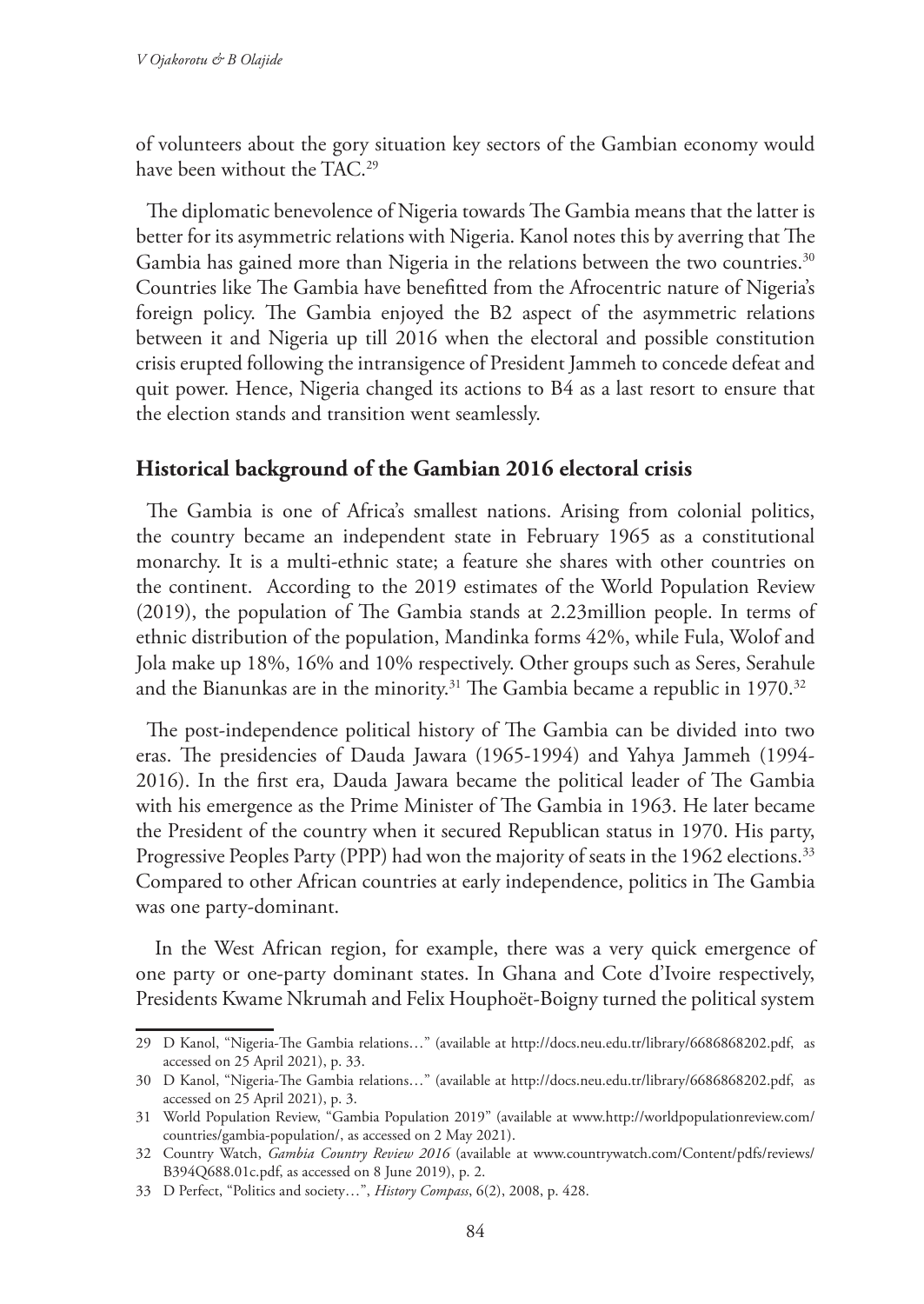of volunteers about the gory situation key sectors of the Gambian economy would have been without the TAC.[29]

The diplomatic benevolence of Nigeria towards The Gambia means that the latter is better for its asymmetric relations with Nigeria. Kanol notes this by averring that The Gambia has gained more than Nigeria in the relations between the two countries.[30] Countries like The Gambia have benefitted from the Afrocentric nature of Nigeria's foreign policy. The Gambia enjoyed the B2 aspect of the asymmetric relations between it and Nigeria up till 2016 when the electoral and possible constitution crisis erupted following the intransigence of President Jammeh to concede defeat and quit power. Hence, Nigeria changed its actions to B4 as a last resort to ensure that the election stands and transition went seamlessly.

## Historical background of the Gambian 2016 electoral crisis

The Gambia is one of Africa's smallest nations. Arising from colonial politics, the country became an independent state in February 1965 as a constitutional monarchy. It is a multi-ethnic state; a feature she shares with other countries on the continent. According to the 2019 estimates of the World Population Review (2019), the population of The Gambia stands at 2.23million people. In terms of ethnic distribution of the population, Mandinka forms 42%, while Fula, Wolof and Jola make up 18%, 16% and 10% respectively. Other groups such as Seres, Serahule and the Bianunkas are in the minority.[31] The Gambia became a republic in 1970.[32]

The post-independence political history of The Gambia can be divided into two eras. The presidencies of Dauda Jawara (1965-1994) and Yahya Jammeh (1994-2016). In the first era, Dauda Jawara became the political leader of The Gambia with his emergence as the Prime Minister of The Gambia in 1963. He later became the President of the country when it secured Republican status in 1970. His party, Progressive Peoples Party (PPP) had won the majority of seats in the 1962 elections.[33] Compared to other African countries at early independence, politics in The Gambia was one party-dominant.

In the West African region, for example, there was a very quick emergence of one party or one-party dominant states. In Ghana and Cote d'Ivoire respectively, Presidents Kwame Nkrumah and Felix Houphoët-Boigny turned the political system

---

29 D Kanol, "Nigeria-The Gambia relations…" (available at http://docs.neu.edu.tr/library/6686868202.pdf, as accessed on 25 April 2021), p. 33.

30 D Kanol, "Nigeria-The Gambia relations…" (available at http://docs.neu.edu.tr/library/6686868202.pdf, as accessed on 25 April 2021), p. 3.

31 World Population Review, "Gambia Population 2019" (available at www.http://worldpopulationreview.com/countries/gambia-population/, as accessed on 2 May 2021).

32 Country Watch, *Gambia Country Review 2016* (available at www.countrywatch.com/Content/pdfs/reviews/B394Q688.01c.pdf, as accessed on 8 June 2019), p. 2.

33 D Perfect, "Politics and society…", *History Compass*, 6(2), 2008, p. 428.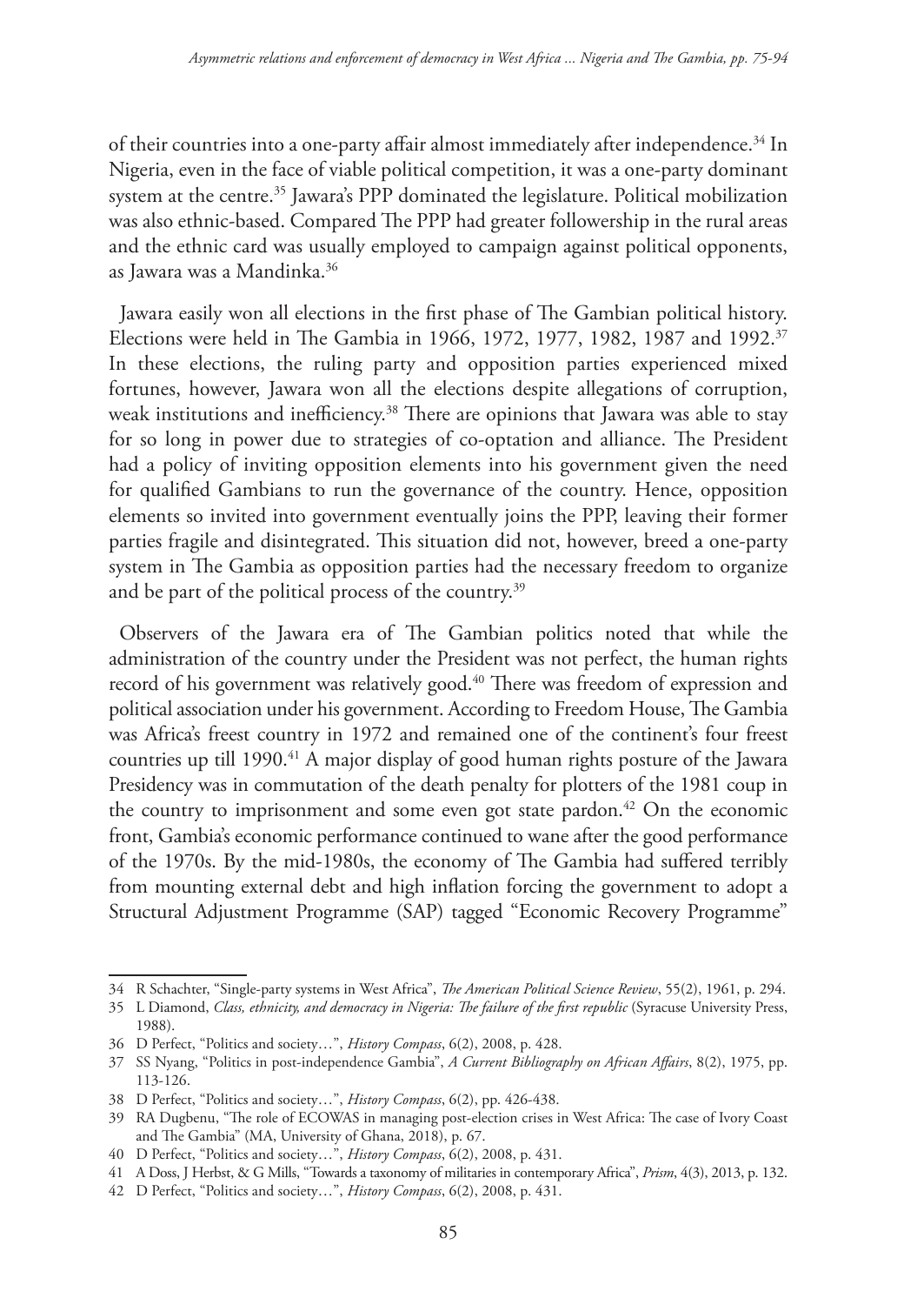of their countries into a one-party affair almost immediately after independence.[34] In Nigeria, even in the face of viable political competition, it was a one-party dominant system at the centre.[35] Jawara's PPP dominated the legislature. Political mobilization was also ethnic-based. Compared The PPP had greater followership in the rural areas and the ethnic card was usually employed to campaign against political opponents, as Jawara was a Mandinka.[36]

Jawara easily won all elections in the first phase of The Gambian political history. Elections were held in The Gambia in 1966, 1972, 1977, 1982, 1987 and 1992.[37] In these elections, the ruling party and opposition parties experienced mixed fortunes, however, Jawara won all the elections despite allegations of corruption, weak institutions and inefficiency.[38] There are opinions that Jawara was able to stay for so long in power due to strategies of co-optation and alliance. The President had a policy of inviting opposition elements into his government given the need for qualified Gambians to run the governance of the country. Hence, opposition elements so invited into government eventually joins the PPP, leaving their former parties fragile and disintegrated. This situation did not, however, breed a one-party system in The Gambia as opposition parties had the necessary freedom to organize and be part of the political process of the country.[39]

Observers of the Jawara era of The Gambian politics noted that while the administration of the country under the President was not perfect, the human rights record of his government was relatively good.[40] There was freedom of expression and political association under his government. According to Freedom House, The Gambia was Africa's freest country in 1972 and remained one of the continent's four freest countries up till 1990.[41] A major display of good human rights posture of the Jawara Presidency was in commutation of the death penalty for plotters of the 1981 coup in the country to imprisonment and some even got state pardon.[42] On the economic front, Gambia's economic performance continued to wane after the good performance of the 1970s. By the mid-1980s, the economy of The Gambia had suffered terribly from mounting external debt and high inflation forcing the government to adopt a Structural Adjustment Programme (SAP) tagged "Economic Recovery Programme"

---

34 R Schachter, "Single-party systems in West Africa", *The American Political Science Review*, 55(2), 1961, p. 294.

35 L Diamond, *Class, ethnicity, and democracy in Nigeria: The failure of the first republic* (Syracuse University Press, 1988).

36 D Perfect, "Politics and society…", *History Compass*, 6(2), 2008, p. 428.

37 SS Nyang, "Politics in post-independence Gambia", *A Current Bibliography on African Affairs*, 8(2), 1975, pp. 113-126.

38 D Perfect, "Politics and society…", *History Compass*, 6(2), pp. 426-438.

39 RA Dugbenu, "The role of ECOWAS in managing post-election crises in West Africa: The case of Ivory Coast and The Gambia" (MA, University of Ghana, 2018), p. 67.

40 D Perfect, "Politics and society…", *History Compass*, 6(2), 2008, p. 431.

41 A Doss, J Herbst, & G Mills, "Towards a taxonomy of militaries in contemporary Africa", *Prism*, 4(3), 2013, p. 132.

42 D Perfect, "Politics and society…", *History Compass*, 6(2), 2008, p. 431.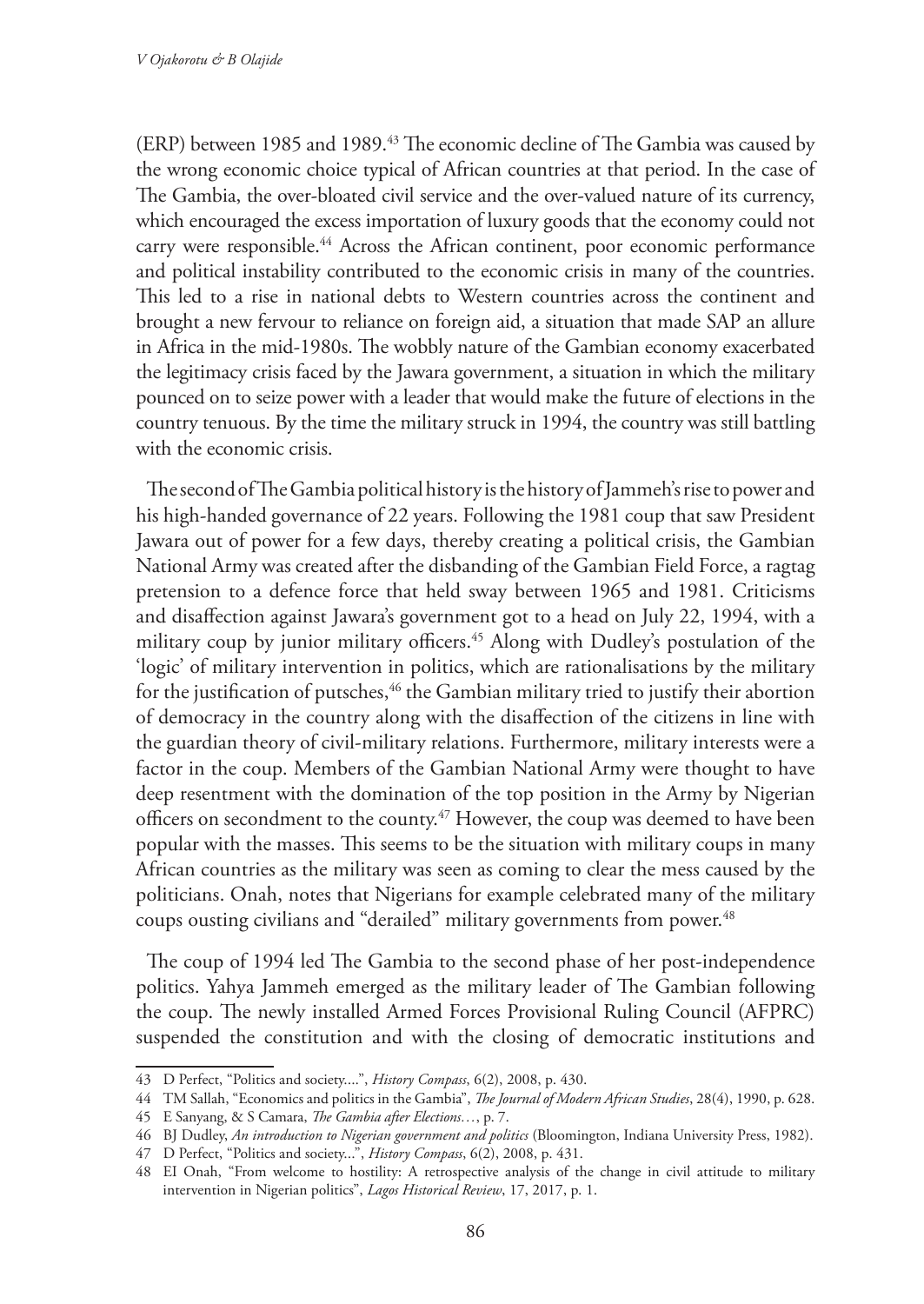(ERP) between 1985 and 1989.[43] The economic decline of The Gambia was caused by the wrong economic choice typical of African countries at that period. In the case of The Gambia, the over-bloated civil service and the over-valued nature of its currency, which encouraged the excess importation of luxury goods that the economy could not carry were responsible.[44] Across the African continent, poor economic performance and political instability contributed to the economic crisis in many of the countries. This led to a rise in national debts to Western countries across the continent and brought a new fervour to reliance on foreign aid, a situation that made SAP an allure in Africa in the mid-1980s. The wobbly nature of the Gambian economy exacerbated the legitimacy crisis faced by the Jawara government, a situation in which the military pounced on to seize power with a leader that would make the future of elections in the country tenuous. By the time the military struck in 1994, the country was still battling with the economic crisis.

The second of The Gambia political history is the history of Jammeh's rise to power and his high-handed governance of 22 years. Following the 1981 coup that saw President Jawara out of power for a few days, thereby creating a political crisis, the Gambian National Army was created after the disbanding of the Gambian Field Force, a ragtag pretension to a defence force that held sway between 1965 and 1981. Criticisms and disaffection against Jawara's government got to a head on July 22, 1994, with a military coup by junior military officers.[45] Along with Dudley's postulation of the 'logic' of military intervention in politics, which are rationalisations by the military for the justification of putsches,[46] the Gambian military tried to justify their abortion of democracy in the country along with the disaffection of the citizens in line with the guardian theory of civil-military relations. Furthermore, military interests were a factor in the coup. Members of the Gambian National Army were thought to have deep resentment with the domination of the top position in the Army by Nigerian officers on secondment to the county.[47] However, the coup was deemed to have been popular with the masses. This seems to be the situation with military coups in many African countries as the military was seen as coming to clear the mess caused by the politicians. Onah, notes that Nigerians for example celebrated many of the military coups ousting civilians and "derailed" military governments from power.[48]

The coup of 1994 led The Gambia to the second phase of her post-independence politics. Yahya Jammeh emerged as the military leader of The Gambian following the coup. The newly installed Armed Forces Provisional Ruling Council (AFPRC) suspended the constitution and with the closing of democratic institutions and

---

43 D Perfect, "Politics and society....", *History Compass*, 6(2), 2008, p. 430.

44 TM Sallah, "Economics and politics in the Gambia", *The Journal of Modern African Studies*, 28(4), 1990, p. 628.

45 E Sanyang, & S Camara, *The Gambia after Elections…*, p. 7.

46 BJ Dudley, *An introduction to Nigerian government and politics* (Bloomington, Indiana University Press, 1982).

47 D Perfect, "Politics and society...", *History Compass*, 6(2), 2008, p. 431.

48 EI Onah, "From welcome to hostility: A retrospective analysis of the change in civil attitude to military intervention in Nigerian politics", *Lagos Historical Review*, 17, 2017, p. 1.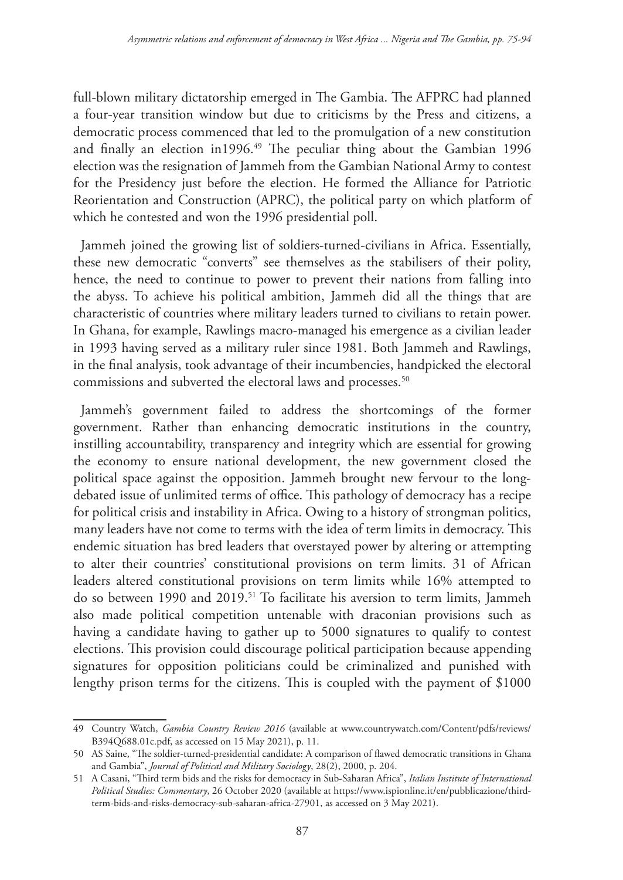full-blown military dictatorship emerged in The Gambia. The AFPRC had planned a four-year transition window but due to criticisms by the Press and citizens, a democratic process commenced that led to the promulgation of a new constitution and finally an election in1996.[49] The peculiar thing about the Gambian 1996 election was the resignation of Jammeh from the Gambian National Army to contest for the Presidency just before the election. He formed the Alliance for Patriotic Reorientation and Construction (APRC), the political party on which platform of which he contested and won the 1996 presidential poll.

Jammeh joined the growing list of soldiers-turned-civilians in Africa. Essentially, these new democratic "converts" see themselves as the stabilisers of their polity, hence, the need to continue to power to prevent their nations from falling into the abyss. To achieve his political ambition, Jammeh did all the things that are characteristic of countries where military leaders turned to civilians to retain power. In Ghana, for example, Rawlings macro-managed his emergence as a civilian leader in 1993 having served as a military ruler since 1981. Both Jammeh and Rawlings, in the final analysis, took advantage of their incumbencies, handpicked the electoral commissions and subverted the electoral laws and processes.[50]

Jammeh's government failed to address the shortcomings of the former government. Rather than enhancing democratic institutions in the country, instilling accountability, transparency and integrity which are essential for growing the economy to ensure national development, the new government closed the political space against the opposition. Jammeh brought new fervour to the long-debated issue of unlimited terms of office. This pathology of democracy has a recipe for political crisis and instability in Africa. Owing to a history of strongman politics, many leaders have not come to terms with the idea of term limits in democracy. This endemic situation has bred leaders that overstayed power by altering or attempting to alter their countries' constitutional provisions on term limits. 31 of African leaders altered constitutional provisions on term limits while 16% attempted to do so between 1990 and 2019.[51] To facilitate his aversion to term limits, Jammeh also made political competition untenable with draconian provisions such as having a candidate having to gather up to 5000 signatures to qualify to contest elections. This provision could discourage political participation because appending signatures for opposition politicians could be criminalized and punished with lengthy prison terms for the citizens. This is coupled with the payment of $1000

---

49 Country Watch, *Gambia Country Review 2016* (available at www.countrywatch.com/Content/pdfs/reviews/B394Q688.01c.pdf, as accessed on 15 May 2021), p. 11.

50 AS Saine, "The soldier-turned-presidential candidate: A comparison of flawed democratic transitions in Ghana and Gambia", *Journal of Political and Military Sociology*, 28(2), 2000, p. 204.

51 A Casani, "Third term bids and the risks for democracy in Sub-Saharan Africa", *Italian Institute of International Political Studies: Commentary*, 26 October 2020 (available at https://www.ispionline.it/en/pubblicazione/third-term-bids-and-risks-democracy-sub-saharan-africa-27901, as accessed on 3 May 2021).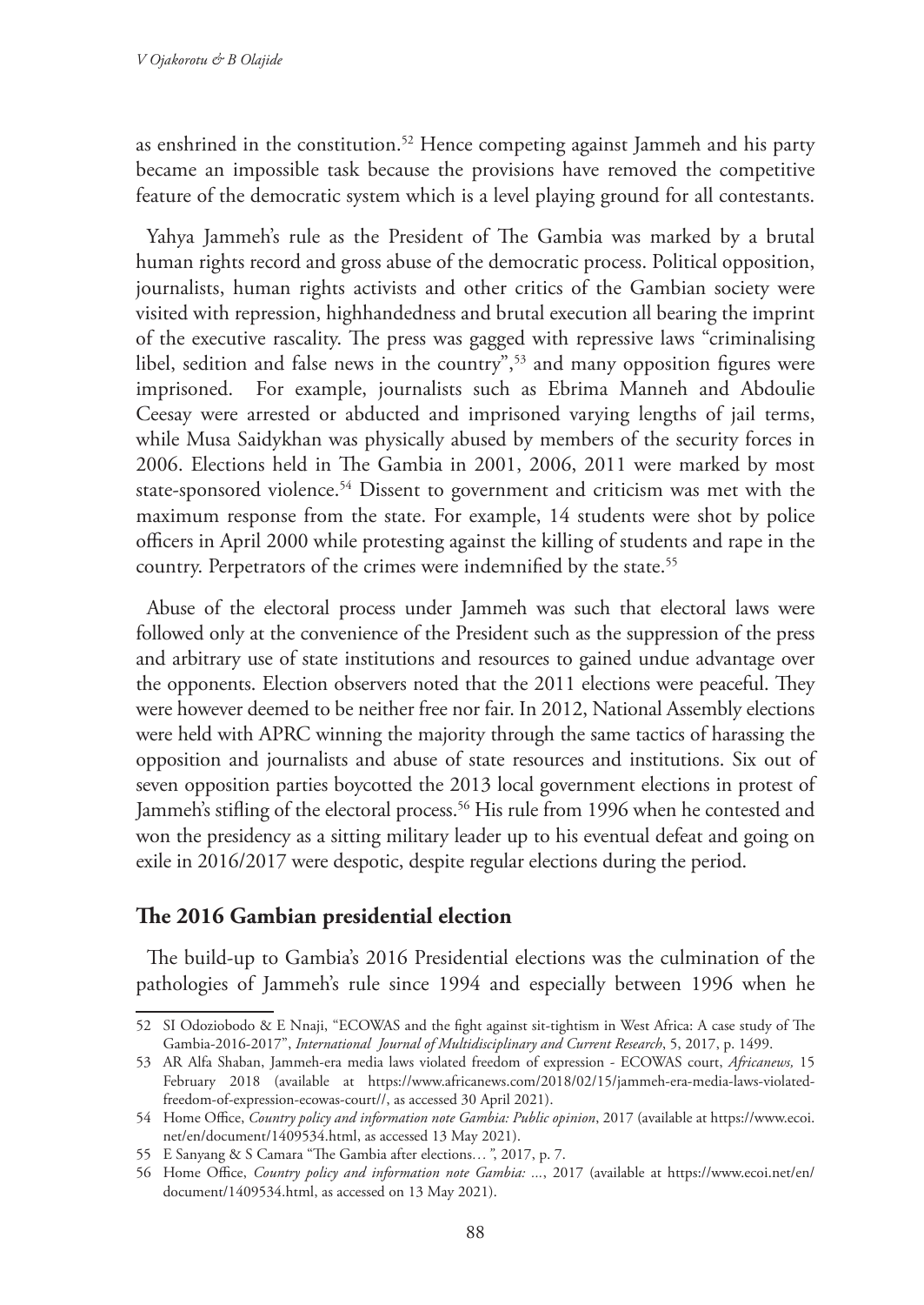as enshrined in the constitution.[52] Hence competing against Jammeh and his party became an impossible task because the provisions have removed the competitive feature of the democratic system which is a level playing ground for all contestants.

Yahya Jammeh's rule as the President of The Gambia was marked by a brutal human rights record and gross abuse of the democratic process. Political opposition, journalists, human rights activists and other critics of the Gambian society were visited with repression, highhandedness and brutal execution all bearing the imprint of the executive rascality. The press was gagged with repressive laws "criminalising libel, sedition and false news in the country",[53] and many opposition figures were imprisoned. For example, journalists such as Ebrima Manneh and Abdoulie Ceesay were arrested or abducted and imprisoned varying lengths of jail terms, while Musa Saidykhan was physically abused by members of the security forces in 2006. Elections held in The Gambia in 2001, 2006, 2011 were marked by most state-sponsored violence.[54] Dissent to government and criticism was met with the maximum response from the state. For example, 14 students were shot by police officers in April 2000 while protesting against the killing of students and rape in the country. Perpetrators of the crimes were indemnified by the state.[55]

Abuse of the electoral process under Jammeh was such that electoral laws were followed only at the convenience of the President such as the suppression of the press and arbitrary use of state institutions and resources to gained undue advantage over the opponents. Election observers noted that the 2011 elections were peaceful. They were however deemed to be neither free nor fair. In 2012, National Assembly elections were held with APRC winning the majority through the same tactics of harassing the opposition and journalists and abuse of state resources and institutions. Six out of seven opposition parties boycotted the 2013 local government elections in protest of Jammeh's stifling of the electoral process.[56] His rule from 1996 when he contested and won the presidency as a sitting military leader up to his eventual defeat and going on exile in 2016/2017 were despotic, despite regular elections during the period.

## The 2016 Gambian presidential election

The build-up to Gambia's 2016 Presidential elections was the culmination of the pathologies of Jammeh's rule since 1994 and especially between 1996 when he

---

52 SI Odoziobodo & E Nnaji, "ECOWAS and the fight against sit-tightism in West Africa: A case study of The Gambia-2016-2017", *International Journal of Multidisciplinary and Current Research*, 5, 2017, p. 1499.

53 AR Alfa Shaban, Jammeh-era media laws violated freedom of expression - ECOWAS court, *Africanews,* 15 February 2018 (available at https://www.africanews.com/2018/02/15/jammeh-era-media-laws-violated-freedom-of-expression-ecowas-court//, as accessed 30 April 2021).

54 Home Office, *Country policy and information note Gambia: Public opinion*, 2017 (available at https://www.ecoi.net/en/document/1409534.html, as accessed 13 May 2021).

55 E Sanyang & S Camara "The Gambia after elections…*"*, 2017, p. 7.

56 Home Office, *Country policy and information note Gambia: ...*, 2017 (available at https://www.ecoi.net/en/document/1409534.html, as accessed on 13 May 2021).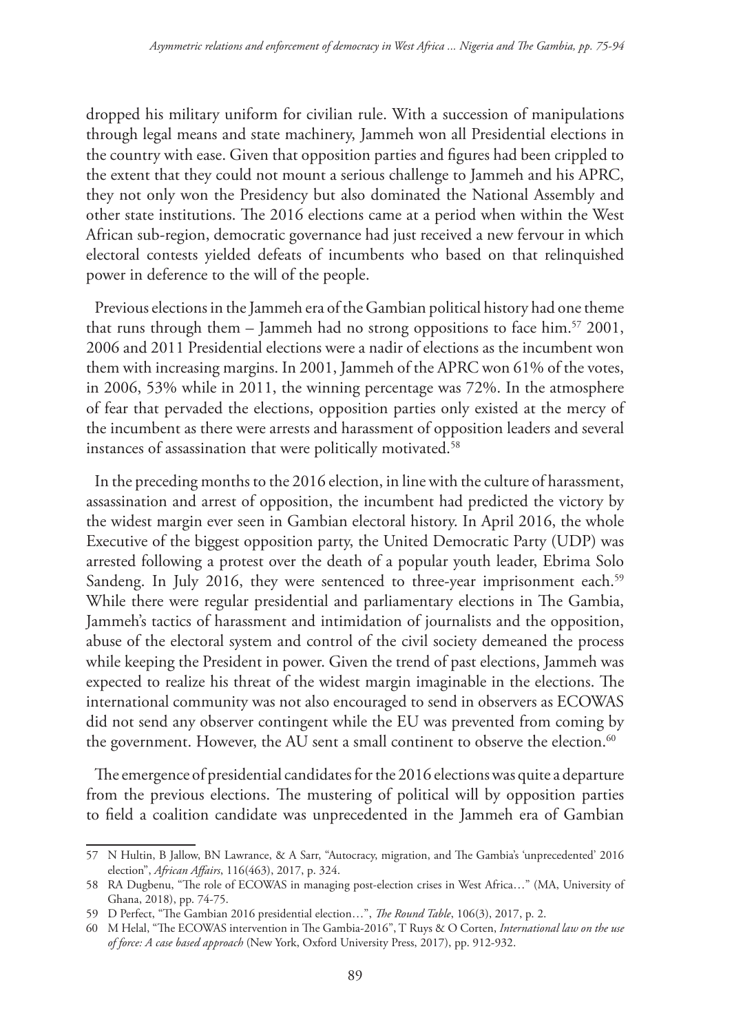dropped his military uniform for civilian rule. With a succession of manipulations through legal means and state machinery, Jammeh won all Presidential elections in the country with ease. Given that opposition parties and figures had been crippled to the extent that they could not mount a serious challenge to Jammeh and his APRC, they not only won the Presidency but also dominated the National Assembly and other state institutions. The 2016 elections came at a period when within the West African sub-region, democratic governance had just received a new fervour in which electoral contests yielded defeats of incumbents who based on that relinquished power in deference to the will of the people.

Previous elections in the Jammeh era of the Gambian political history had one theme that runs through them – Jammeh had no strong oppositions to face him.[57] 2001, 2006 and 2011 Presidential elections were a nadir of elections as the incumbent won them with increasing margins. In 2001, Jammeh of the APRC won 61% of the votes, in 2006, 53% while in 2011, the winning percentage was 72%. In the atmosphere of fear that pervaded the elections, opposition parties only existed at the mercy of the incumbent as there were arrests and harassment of opposition leaders and several instances of assassination that were politically motivated.[58]

In the preceding months to the 2016 election, in line with the culture of harassment, assassination and arrest of opposition, the incumbent had predicted the victory by the widest margin ever seen in Gambian electoral history. In April 2016, the whole Executive of the biggest opposition party, the United Democratic Party (UDP) was arrested following a protest over the death of a popular youth leader, Ebrima Solo Sandeng. In July 2016, they were sentenced to three-year imprisonment each.[59] While there were regular presidential and parliamentary elections in The Gambia, Jammeh's tactics of harassment and intimidation of journalists and the opposition, abuse of the electoral system and control of the civil society demeaned the process while keeping the President in power. Given the trend of past elections, Jammeh was expected to realize his threat of the widest margin imaginable in the elections. The international community was not also encouraged to send in observers as ECOWAS did not send any observer contingent while the EU was prevented from coming by the government. However, the AU sent a small continent to observe the election.[60]

The emergence of presidential candidates for the 2016 elections was quite a departure from the previous elections. The mustering of political will by opposition parties to field a coalition candidate was unprecedented in the Jammeh era of Gambian

---

57 N Hultin, B Jallow, BN Lawrance, & A Sarr, "Autocracy, migration, and The Gambia's 'unprecedented' 2016 election", *African Affairs*, 116(463), 2017, p. 324.

58 RA Dugbenu, "The role of ECOWAS in managing post-election crises in West Africa…" (MA, University of Ghana, 2018), pp. 74-75.

59 D Perfect, "The Gambian 2016 presidential election…", *The Round Table*, 106(3), 2017, p. 2.

60 M Helal, "The ECOWAS intervention in The Gambia-2016", T Ruys & O Corten, *International law on the use of force: A case based approach* (New York, Oxford University Press, 2017), pp. 912-932.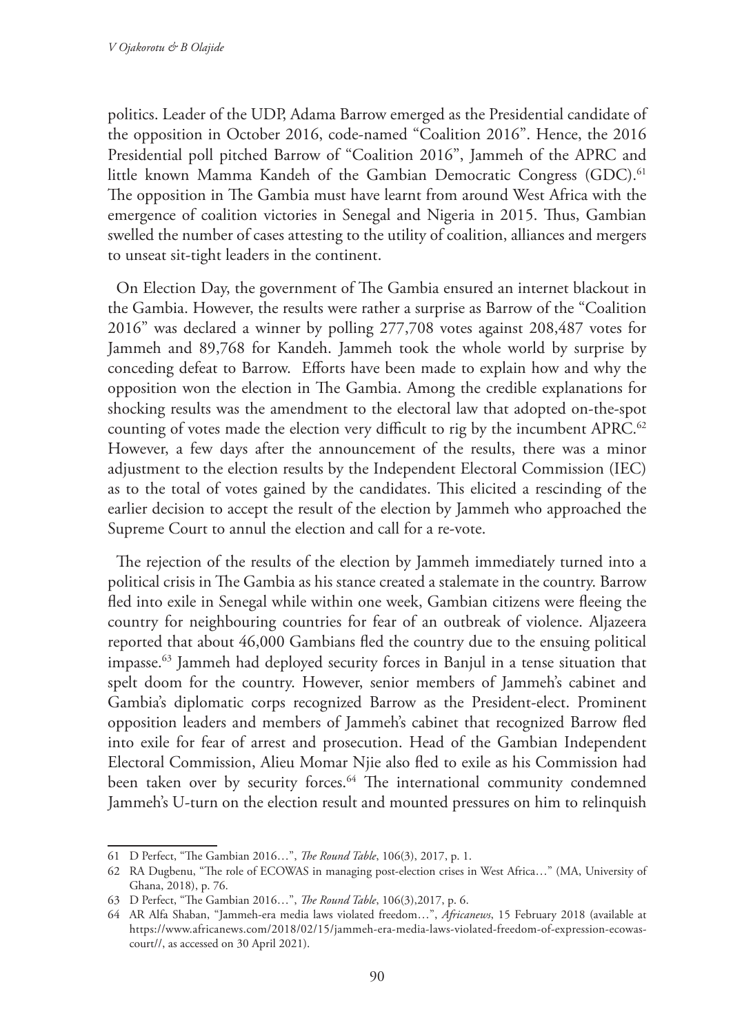politics. Leader of the UDP, Adama Barrow emerged as the Presidential candidate of the opposition in October 2016, code-named "Coalition 2016". Hence, the 2016 Presidential poll pitched Barrow of "Coalition 2016", Jammeh of the APRC and little known Mamma Kandeh of the Gambian Democratic Congress (GDC).[61] The opposition in The Gambia must have learnt from around West Africa with the emergence of coalition victories in Senegal and Nigeria in 2015. Thus, Gambian swelled the number of cases attesting to the utility of coalition, alliances and mergers to unseat sit-tight leaders in the continent.

On Election Day, the government of The Gambia ensured an internet blackout in the Gambia. However, the results were rather a surprise as Barrow of the "Coalition 2016" was declared a winner by polling 277,708 votes against 208,487 votes for Jammeh and 89,768 for Kandeh. Jammeh took the whole world by surprise by conceding defeat to Barrow. Efforts have been made to explain how and why the opposition won the election in The Gambia. Among the credible explanations for shocking results was the amendment to the electoral law that adopted on-the-spot counting of votes made the election very difficult to rig by the incumbent APRC.[62] However, a few days after the announcement of the results, there was a minor adjustment to the election results by the Independent Electoral Commission (IEC) as to the total of votes gained by the candidates. This elicited a rescinding of the earlier decision to accept the result of the election by Jammeh who approached the Supreme Court to annul the election and call for a re-vote.

The rejection of the results of the election by Jammeh immediately turned into a political crisis in The Gambia as his stance created a stalemate in the country. Barrow fled into exile in Senegal while within one week, Gambian citizens were fleeing the country for neighbouring countries for fear of an outbreak of violence. Aljazeera reported that about 46,000 Gambians fled the country due to the ensuing political impasse.[63] Jammeh had deployed security forces in Banjul in a tense situation that spelt doom for the country. However, senior members of Jammeh's cabinet and Gambia's diplomatic corps recognized Barrow as the President-elect. Prominent opposition leaders and members of Jammeh's cabinet that recognized Barrow fled into exile for fear of arrest and prosecution. Head of the Gambian Independent Electoral Commission, Alieu Momar Njie also fled to exile as his Commission had been taken over by security forces.[64] The international community condemned Jammeh's U-turn on the election result and mounted pressures on him to relinquish

---

61 D Perfect, "The Gambian 2016…", *The Round Table*, 106(3), 2017, p. 1.

62 RA Dugbenu, "The role of ECOWAS in managing post-election crises in West Africa…" (MA, University of Ghana, 2018), p. 76.

63 D Perfect, "The Gambian 2016…", *The Round Table*, 106(3),2017, p. 6.

64 AR Alfa Shaban, "Jammeh-era media laws violated freedom…", *Africanews*, 15 February 2018 (available at https://www.africanews.com/2018/02/15/jammeh-era-media-laws-violated-freedom-of-expression-ecowas-court//, as accessed on 30 April 2021).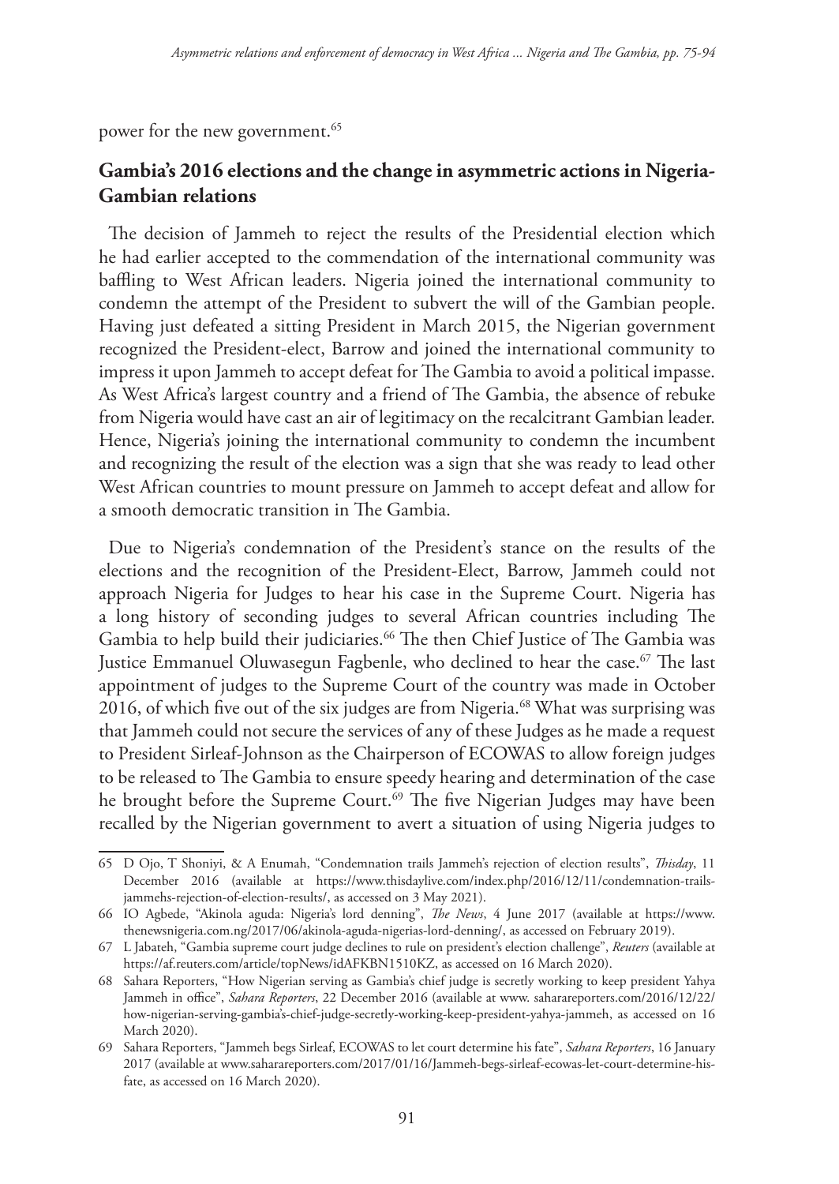power for the new government.[65]

## Gambia's 2016 elections and the change in asymmetric actions in Nigeria-Gambian relations

The decision of Jammeh to reject the results of the Presidential election which he had earlier accepted to the commendation of the international community was baffling to West African leaders. Nigeria joined the international community to condemn the attempt of the President to subvert the will of the Gambian people. Having just defeated a sitting President in March 2015, the Nigerian government recognized the President-elect, Barrow and joined the international community to impress it upon Jammeh to accept defeat for The Gambia to avoid a political impasse. As West Africa's largest country and a friend of The Gambia, the absence of rebuke from Nigeria would have cast an air of legitimacy on the recalcitrant Gambian leader. Hence, Nigeria's joining the international community to condemn the incumbent and recognizing the result of the election was a sign that she was ready to lead other West African countries to mount pressure on Jammeh to accept defeat and allow for a smooth democratic transition in The Gambia.

Due to Nigeria's condemnation of the President's stance on the results of the elections and the recognition of the President-Elect, Barrow, Jammeh could not approach Nigeria for Judges to hear his case in the Supreme Court. Nigeria has a long history of seconding judges to several African countries including The Gambia to help build their judiciaries.[66] The then Chief Justice of The Gambia was Justice Emmanuel Oluwasegun Fagbenle, who declined to hear the case.[67] The last appointment of judges to the Supreme Court of the country was made in October 2016, of which five out of the six judges are from Nigeria.[68] What was surprising was that Jammeh could not secure the services of any of these Judges as he made a request to President Sirleaf-Johnson as the Chairperson of ECOWAS to allow foreign judges to be released to The Gambia to ensure speedy hearing and determination of the case he brought before the Supreme Court.[69] The five Nigerian Judges may have been recalled by the Nigerian government to avert a situation of using Nigeria judges to

---

65 D Ojo, T Shoniyi, & A Enumah, "Condemnation trails Jammeh's rejection of election results", *Thisday*, 11 December 2016 (available at https://www.thisdaylive.com/index.php/2016/12/11/condemnation-trails-jammehs-rejection-of-election-results/, as accessed on 3 May 2021).

66 IO Agbede, "Akinola aguda: Nigeria's lord denning", *The News*, 4 June 2017 (available at https://www.thenewsnigeria.com.ng/2017/06/akinola-aguda-nigerias-lord-denning/, as accessed on February 2019).

67 L Jabateh, "Gambia supreme court judge declines to rule on president's election challenge", *Reuters* (available at https://af.reuters.com/article/topNews/idAFKBN1510KZ, as accessed on 16 March 2020).

68 Sahara Reporters, "How Nigerian serving as Gambia's chief judge is secretly working to keep president Yahya Jammeh in office", *Sahara Reporters*, 22 December 2016 (available at www. saharareporters.com/2016/12/22/how-nigerian-serving-gambia's-chief-judge-secretly-working-keep-president-yahya-jammeh, as accessed on 16 March 2020).

69 Sahara Reporters, "Jammeh begs Sirleaf, ECOWAS to let court determine his fate", *Sahara Reporters*, 16 January 2017 (available at www.saharareporters.com/2017/01/16/Jammeh-begs-sirleaf-ecowas-let-court-determine-his-fate, as accessed on 16 March 2020).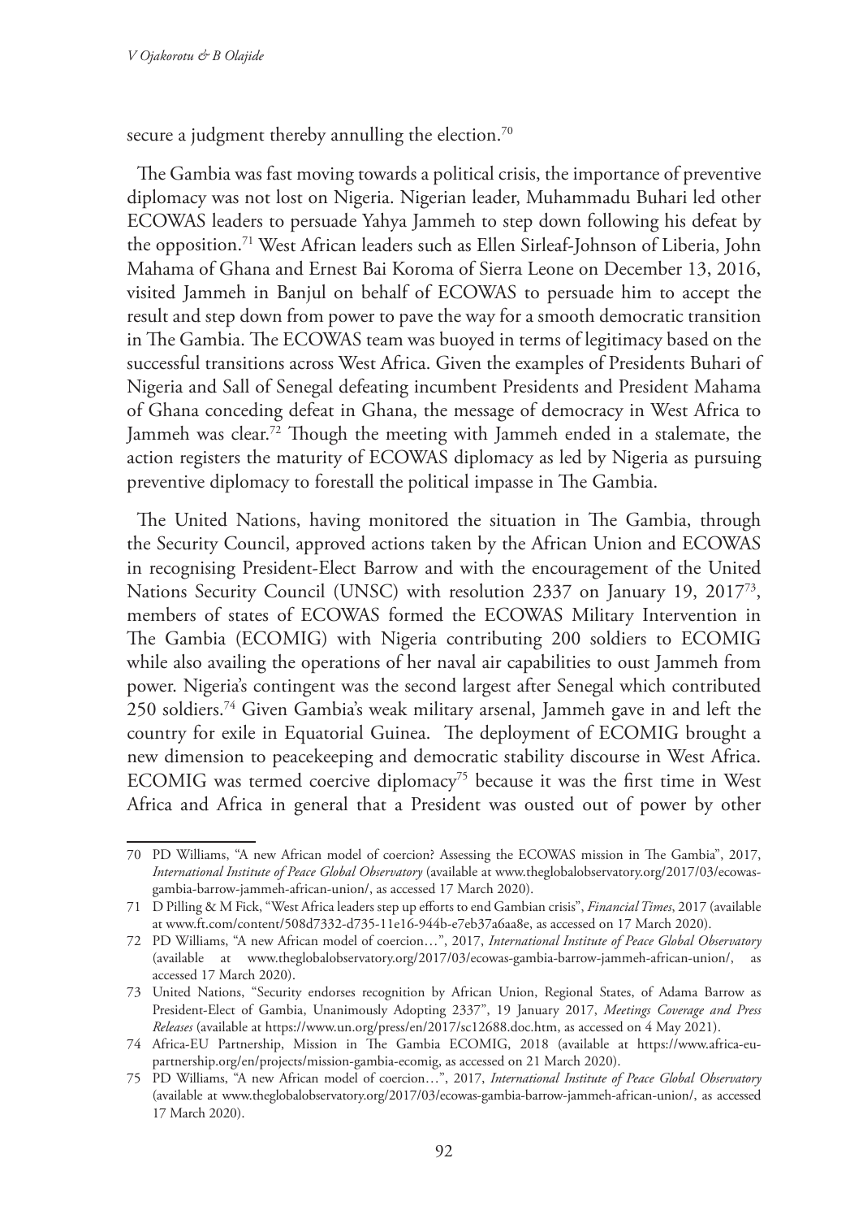secure a judgment thereby annulling the election.[70]

The Gambia was fast moving towards a political crisis, the importance of preventive diplomacy was not lost on Nigeria. Nigerian leader, Muhammadu Buhari led other ECOWAS leaders to persuade Yahya Jammeh to step down following his defeat by the opposition.[71] West African leaders such as Ellen Sirleaf-Johnson of Liberia, John Mahama of Ghana and Ernest Bai Koroma of Sierra Leone on December 13, 2016, visited Jammeh in Banjul on behalf of ECOWAS to persuade him to accept the result and step down from power to pave the way for a smooth democratic transition in The Gambia. The ECOWAS team was buoyed in terms of legitimacy based on the successful transitions across West Africa. Given the examples of Presidents Buhari of Nigeria and Sall of Senegal defeating incumbent Presidents and President Mahama of Ghana conceding defeat in Ghana, the message of democracy in West Africa to Jammeh was clear.[72] Though the meeting with Jammeh ended in a stalemate, the action registers the maturity of ECOWAS diplomacy as led by Nigeria as pursuing preventive diplomacy to forestall the political impasse in The Gambia.

The United Nations, having monitored the situation in The Gambia, through the Security Council, approved actions taken by the African Union and ECOWAS in recognising President-Elect Barrow and with the encouragement of the United Nations Security Council (UNSC) with resolution 2337 on January 19, 2017[73], members of states of ECOWAS formed the ECOWAS Military Intervention in The Gambia (ECOMIG) with Nigeria contributing 200 soldiers to ECOMIG while also availing the operations of her naval air capabilities to oust Jammeh from power. Nigeria's contingent was the second largest after Senegal which contributed 250 soldiers.[74] Given Gambia's weak military arsenal, Jammeh gave in and left the country for exile in Equatorial Guinea. The deployment of ECOMIG brought a new dimension to peacekeeping and democratic stability discourse in West Africa. ECOMIG was termed coercive diplomacy[75] because it was the first time in West Africa and Africa in general that a President was ousted out of power by other

---

70 PD Williams, "A new African model of coercion? Assessing the ECOWAS mission in The Gambia", 2017, *International Institute of Peace Global Observatory* (available at www.theglobalobservatory.org/2017/03/ecowas-gambia-barrow-jammeh-african-union/, as accessed 17 March 2020).

71 D Pilling & M Fick, "West Africa leaders step up efforts to end Gambian crisis", *Financial Times*, 2017 (available at www.ft.com/content/508d7332-d735-11e16-944b-e7eb37a6aa8e, as accessed on 17 March 2020).

72 PD Williams, "A new African model of coercion…", 2017, *International Institute of Peace Global Observatory* (available at www.theglobalobservatory.org/2017/03/ecowas-gambia-barrow-jammeh-african-union/, as accessed 17 March 2020).

73 United Nations, "Security endorses recognition by African Union, Regional States, of Adama Barrow as President-Elect of Gambia, Unanimously Adopting 2337", 19 January 2017, *Meetings Coverage and Press Releases* (available at https://www.un.org/press/en/2017/sc12688.doc.htm, as accessed on 4 May 2021).

74 Africa-EU Partnership, Mission in The Gambia ECOMIG, 2018 (available at https://www.africa-eu-partnership.org/en/projects/mission-gambia-ecomig, as accessed on 21 March 2020).

75 PD Williams, "A new African model of coercion…", 2017, *International Institute of Peace Global Observatory* (available at www.theglobalobservatory.org/2017/03/ecowas-gambia-barrow-jammeh-african-union/, as accessed 17 March 2020).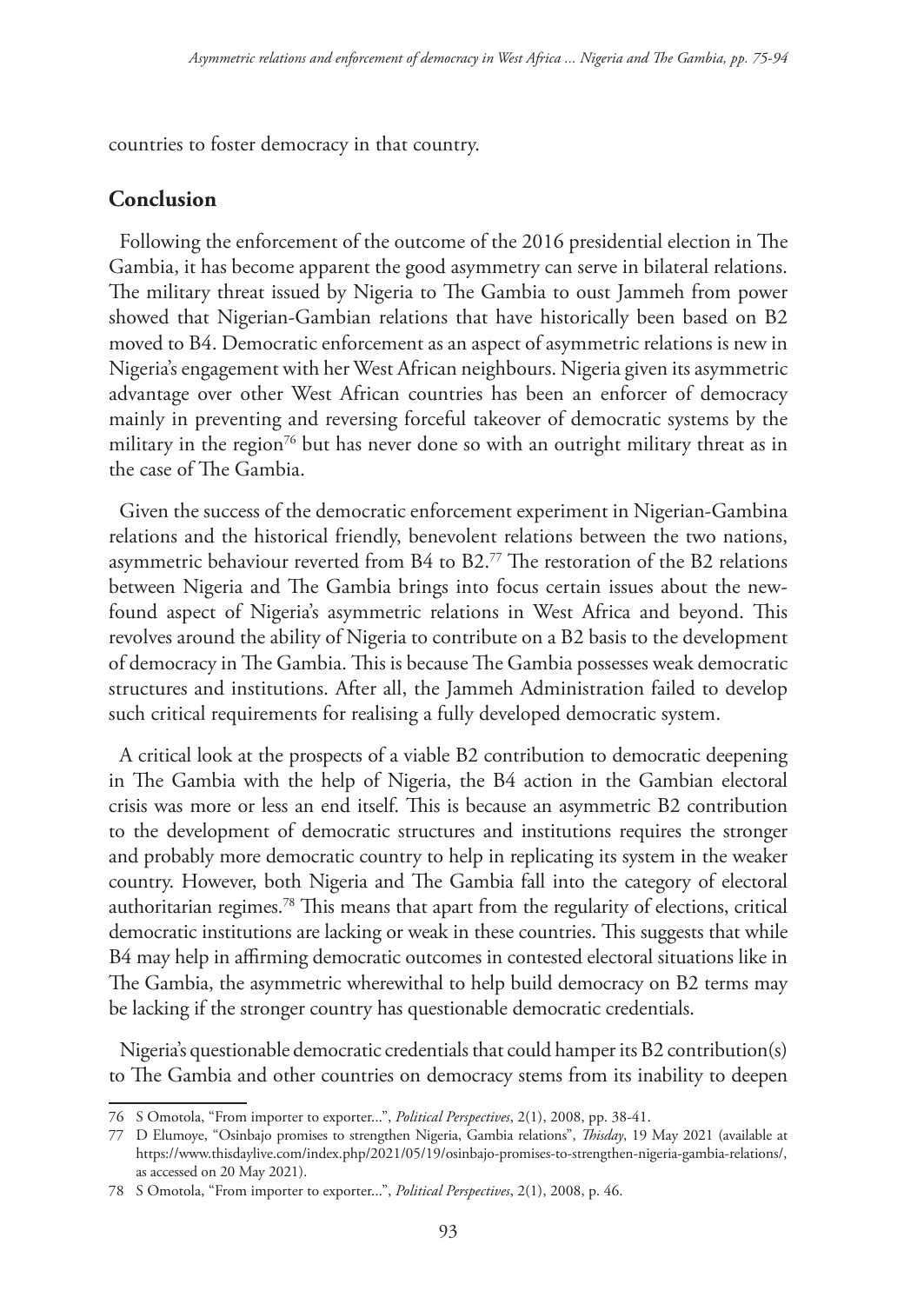countries to foster democracy in that country.

## Conclusion

Following the enforcement of the outcome of the 2016 presidential election in The Gambia, it has become apparent the good asymmetry can serve in bilateral relations. The military threat issued by Nigeria to The Gambia to oust Jammeh from power showed that Nigerian-Gambian relations that have historically been based on B2 moved to B4. Democratic enforcement as an aspect of asymmetric relations is new in Nigeria's engagement with her West African neighbours. Nigeria given its asymmetric advantage over other West African countries has been an enforcer of democracy mainly in preventing and reversing forceful takeover of democratic systems by the military in the region[76] but has never done so with an outright military threat as in the case of The Gambia.

Given the success of the democratic enforcement experiment in Nigerian-Gambina relations and the historical friendly, benevolent relations between the two nations, asymmetric behaviour reverted from B4 to B2.[77] The restoration of the B2 relations between Nigeria and The Gambia brings into focus certain issues about the new-found aspect of Nigeria's asymmetric relations in West Africa and beyond. This revolves around the ability of Nigeria to contribute on a B2 basis to the development of democracy in The Gambia. This is because The Gambia possesses weak democratic structures and institutions. After all, the Jammeh Administration failed to develop such critical requirements for realising a fully developed democratic system.

A critical look at the prospects of a viable B2 contribution to democratic deepening in The Gambia with the help of Nigeria, the B4 action in the Gambian electoral crisis was more or less an end itself. This is because an asymmetric B2 contribution to the development of democratic structures and institutions requires the stronger and probably more democratic country to help in replicating its system in the weaker country. However, both Nigeria and The Gambia fall into the category of electoral authoritarian regimes.[78] This means that apart from the regularity of elections, critical democratic institutions are lacking or weak in these countries. This suggests that while B4 may help in affirming democratic outcomes in contested electoral situations like in The Gambia, the asymmetric wherewithal to help build democracy on B2 terms may be lacking if the stronger country has questionable democratic credentials.

Nigeria's questionable democratic credentials that could hamper its B2 contribution(s) to The Gambia and other countries on democracy stems from its inability to deepen

---

76 S Omotola, "From importer to exporter...", *Political Perspectives*, 2(1), 2008, pp. 38-41.

77 D Elumoye, "Osinbajo promises to strengthen Nigeria, Gambia relations", *Thisday*, 19 May 2021 (available at https://www.thisdaylive.com/index.php/2021/05/19/osinbajo-promises-to-strengthen-nigeria-gambia-relations/, as accessed on 20 May 2021).

78 S Omotola, "From importer to exporter...", *Political Perspectives*, 2(1), 2008, p. 46.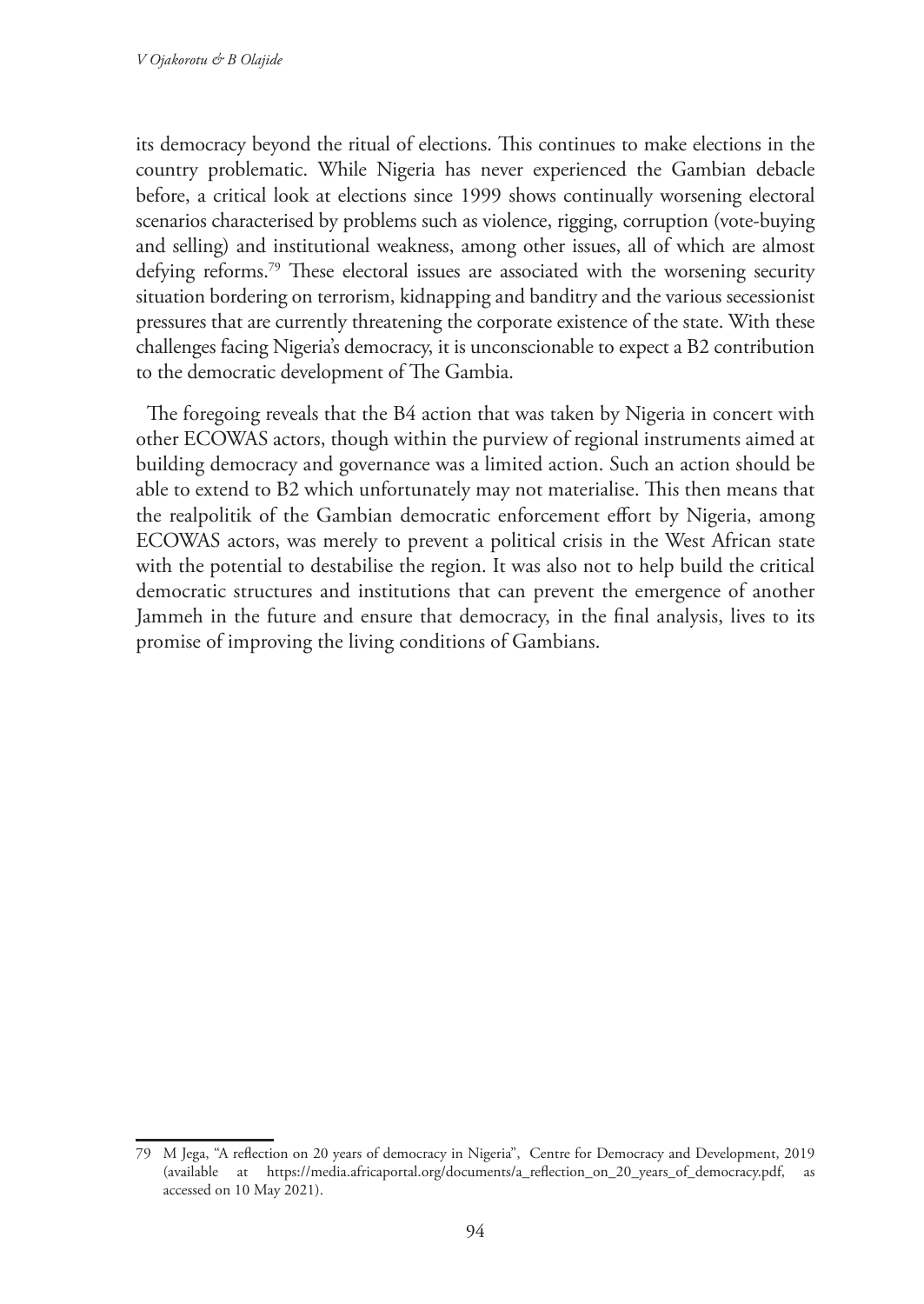its democracy beyond the ritual of elections. This continues to make elections in the country problematic. While Nigeria has never experienced the Gambian debacle before, a critical look at elections since 1999 shows continually worsening electoral scenarios characterised by problems such as violence, rigging, corruption (vote-buying and selling) and institutional weakness, among other issues, all of which are almost defying reforms.[79] These electoral issues are associated with the worsening security situation bordering on terrorism, kidnapping and banditry and the various secessionist pressures that are currently threatening the corporate existence of the state. With these challenges facing Nigeria's democracy, it is unconscionable to expect a B2 contribution to the democratic development of The Gambia.

The foregoing reveals that the B4 action that was taken by Nigeria in concert with other ECOWAS actors, though within the purview of regional instruments aimed at building democracy and governance was a limited action. Such an action should be able to extend to B2 which unfortunately may not materialise. This then means that the realpolitik of the Gambian democratic enforcement effort by Nigeria, among ECOWAS actors, was merely to prevent a political crisis in the West African state with the potential to destabilise the region. It was also not to help build the critical democratic structures and institutions that can prevent the emergence of another Jammeh in the future and ensure that democracy, in the final analysis, lives to its promise of improving the living conditions of Gambians.

---

79 M Jega, "A reflection on 20 years of democracy in Nigeria", Centre for Democracy and Development, 2019 (available at https://media.africaportal.org/documents/a_reflection_on_20_years_of_democracy.pdf, as accessed on 10 May 2021).